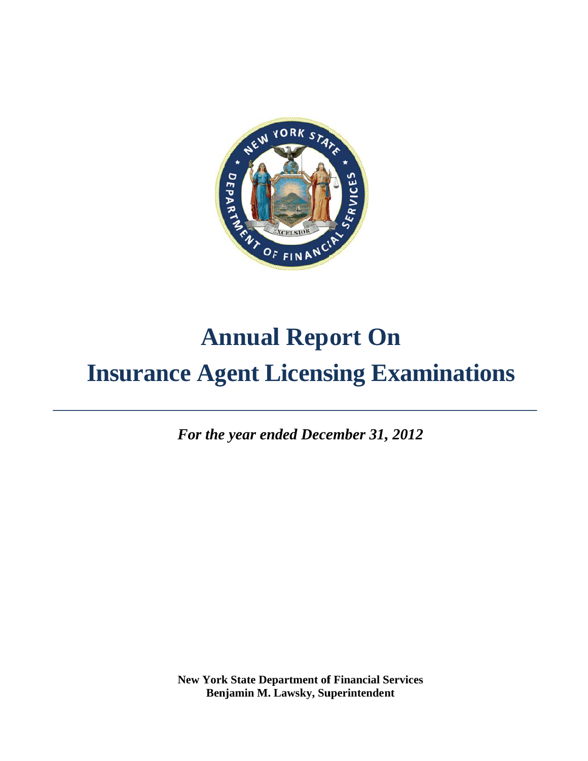# Annual Report On

# Insurance Agent Licensing Examinations

---

*For the year ended December 31, 2012*

**New York State Department of Financial Services**
**Benjamin M. Lawsky, Superintendent**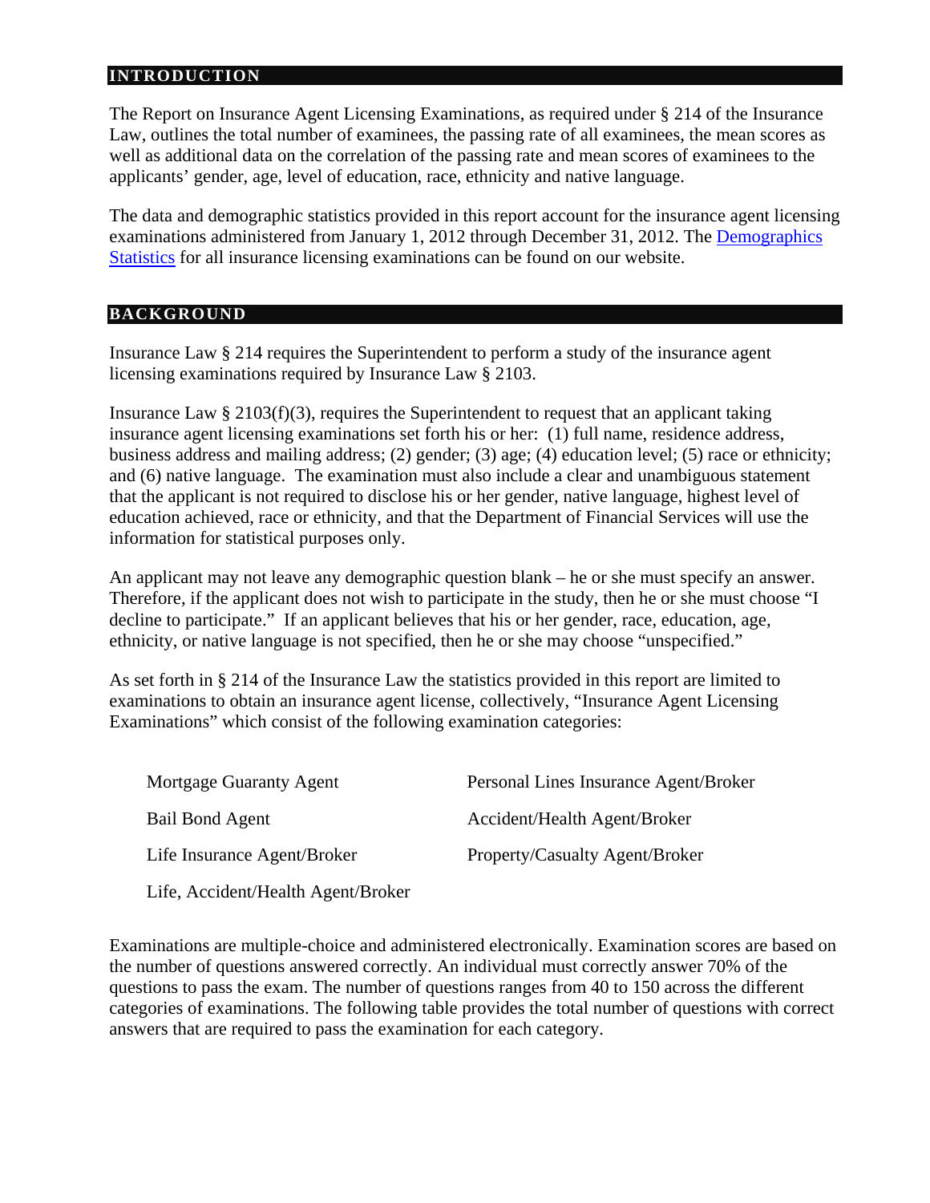## INTRODUCTION

The Report on Insurance Agent Licensing Examinations, as required under § 214 of the Insurance Law, outlines the total number of examinees, the passing rate of all examinees, the mean scores as well as additional data on the correlation of the passing rate and mean scores of examinees to the applicants' gender, age, level of education, race, ethnicity and native language.

The data and demographic statistics provided in this report account for the insurance agent licensing examinations administered from January 1, 2012 through December 31, 2012. The Demographics Statistics for all insurance licensing examinations can be found on our website.

## BACKGROUND

Insurance Law § 214 requires the Superintendent to perform a study of the insurance agent licensing examinations required by Insurance Law § 2103.

Insurance Law § 2103(f)(3), requires the Superintendent to request that an applicant taking insurance agent licensing examinations set forth his or her: (1) full name, residence address, business address and mailing address; (2) gender; (3) age; (4) education level; (5) race or ethnicity; and (6) native language. The examination must also include a clear and unambiguous statement that the applicant is not required to disclose his or her gender, native language, highest level of education achieved, race or ethnicity, and that the Department of Financial Services will use the information for statistical purposes only.

An applicant may not leave any demographic question blank – he or she must specify an answer. Therefore, if the applicant does not wish to participate in the study, then he or she must choose "I decline to participate." If an applicant believes that his or her gender, race, education, age, ethnicity, or native language is not specified, then he or she may choose "unspecified."

As set forth in § 214 of the Insurance Law the statistics provided in this report are limited to examinations to obtain an insurance agent license, collectively, "Insurance Agent Licensing Examinations" which consist of the following examination categories:

- Mortgage Guaranty Agent
- Bail Bond Agent
- Life Insurance Agent/Broker
- Life, Accident/Health Agent/Broker
- Personal Lines Insurance Agent/Broker
- Accident/Health Agent/Broker
- Property/Casualty Agent/Broker

Examinations are multiple-choice and administered electronically. Examination scores are based on the number of questions answered correctly. An individual must correctly answer 70% of the questions to pass the exam. The number of questions ranges from 40 to 150 across the different categories of examinations. The following table provides the total number of questions with correct answers that are required to pass the examination for each category.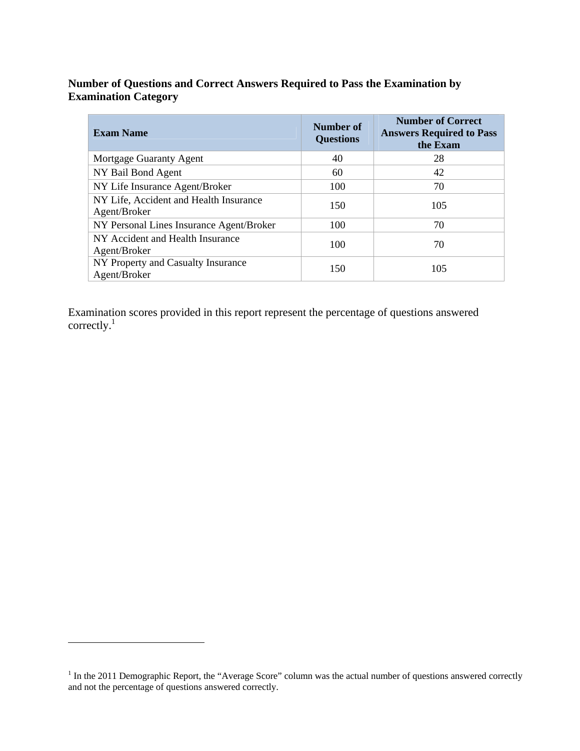**Number of Questions and Correct Answers Required to Pass the Examination by Examination Category**

| Exam Name | Number of Questions | Number of Correct Answers Required to Pass the Exam |
|---|---|---|
| Mortgage Guaranty Agent | 40 | 28 |
| NY Bail Bond Agent | 60 | 42 |
| NY Life Insurance Agent/Broker | 100 | 70 |
| NY Life, Accident and Health Insurance Agent/Broker | 150 | 105 |
| NY Personal Lines Insurance Agent/Broker | 100 | 70 |
| NY Accident and Health Insurance Agent/Broker | 100 | 70 |
| NY Property and Casualty Insurance Agent/Broker | 150 | 105 |

Examination scores provided in this report represent the percentage of questions answered correctly.[1]

[1] In the 2011 Demographic Report, the "Average Score" column was the actual number of questions answered correctly and not the percentage of questions answered correctly.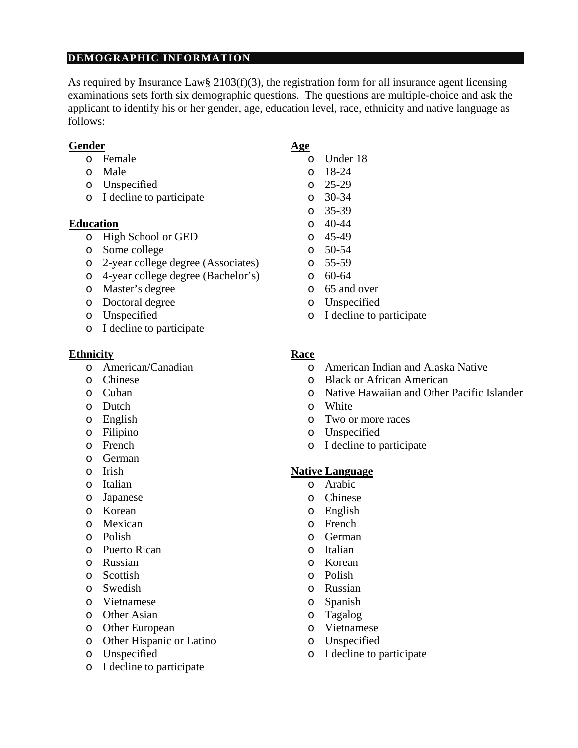## DEMOGRAPHIC INFORMATION

As required by Insurance Law§ 2103(f)(3), the registration form for all insurance agent licensing examinations sets forth six demographic questions. The questions are multiple-choice and ask the applicant to identify his or her gender, age, education level, race, ethnicity and native language as follows:

**Gender**

- Female
- Male
- Unspecified
- I decline to participate

**Education**

- High School or GED
- Some college
- 2-year college degree (Associates)
- 4-year college degree (Bachelor's)
- Master's degree
- Doctoral degree
- Unspecified
- I decline to participate

**Ethnicity**

- American/Canadian
- Chinese
- Cuban
- Dutch
- English
- Filipino
- French
- German
- Irish
- Italian
- Japanese
- Korean
- Mexican
- Polish
- Puerto Rican
- Russian
- Scottish
- Swedish
- Vietnamese
- Other Asian
- Other European
- Other Hispanic or Latino
- Unspecified
- I decline to participate

**Age**

- Under 18
- 18-24
- 25-29
- 30-34
- 35-39
- 40-44
- 45-49
- 50-54
- 55-59
- 60-64
- 65 and over
- Unspecified
- I decline to participate

**Race**

- American Indian and Alaska Native
- Black or African American
- Native Hawaiian and Other Pacific Islander
- White
- Two or more races
- Unspecified
- I decline to participate

**Native Language**

- Arabic
- Chinese
- English
- French
- German
- Italian
- Korean
- Polish
- Russian
- Spanish
- Tagalog
- Vietnamese
- Unspecified
- I decline to participate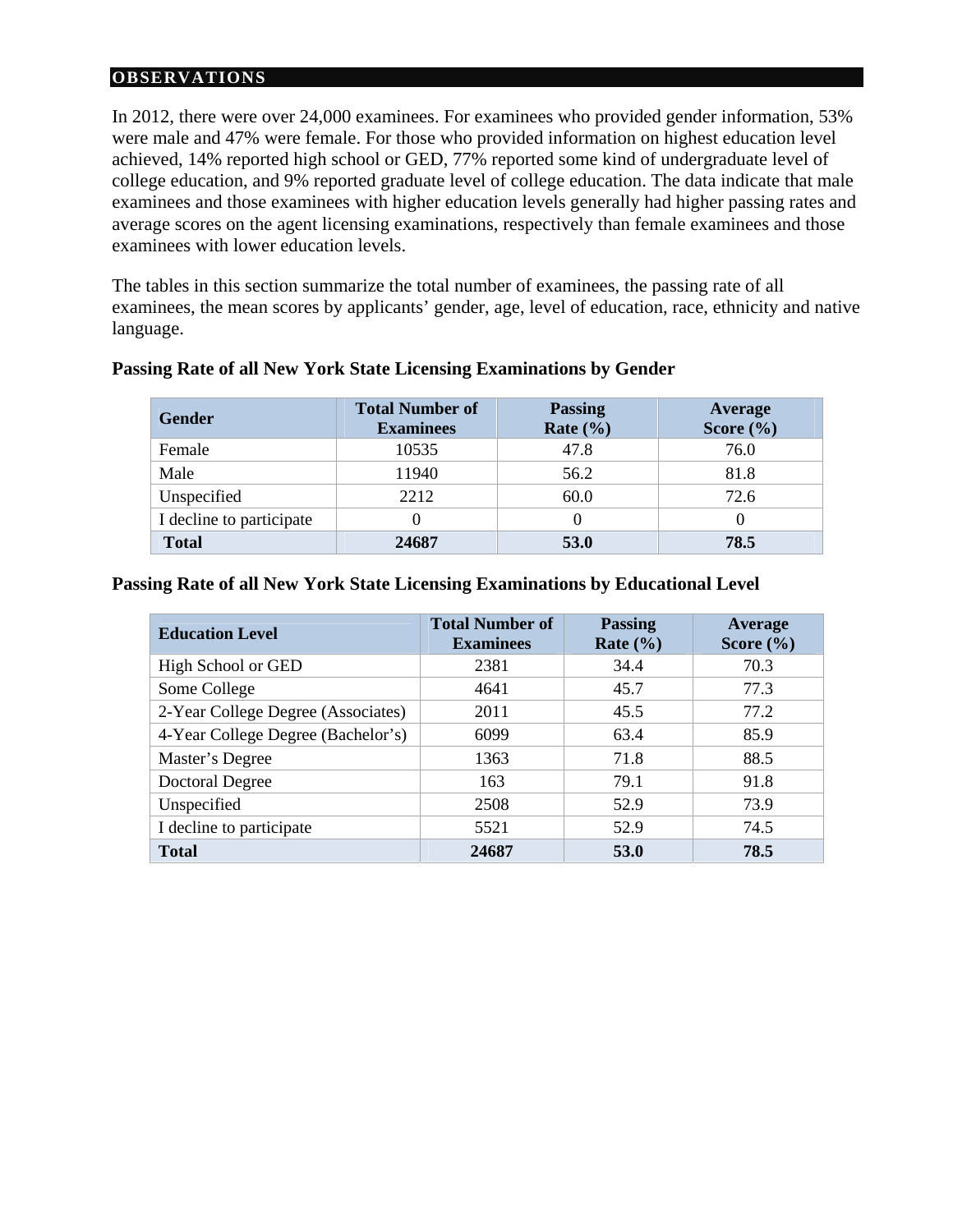## OBSERVATIONS

In 2012, there were over 24,000 examinees. For examinees who provided gender information, 53% were male and 47% were female. For those who provided information on highest education level achieved, 14% reported high school or GED, 77% reported some kind of undergraduate level of college education, and 9% reported graduate level of college education. The data indicate that male examinees and those examinees with higher education levels generally had higher passing rates and average scores on the agent licensing examinations, respectively than female examinees and those examinees with lower education levels.

The tables in this section summarize the total number of examinees, the passing rate of all examinees, the mean scores by applicants' gender, age, level of education, race, ethnicity and native language.

**Passing Rate of all New York State Licensing Examinations by Gender**

| Gender | Total Number of Examinees | Passing Rate (%) | Average Score (%) |
|---|---|---|---|
| Female | 10535 | 47.8 | 76.0 |
| Male | 11940 | 56.2 | 81.8 |
| Unspecified | 2212 | 60.0 | 72.6 |
| I decline to participate | 0 | 0 | 0 |
| **Total** | **24687** | **53.0** | **78.5** |

**Passing Rate of all New York State Licensing Examinations by Educational Level**

| Education Level | Total Number of Examinees | Passing Rate (%) | Average Score (%) |
|---|---|---|---|
| High School or GED | 2381 | 34.4 | 70.3 |
| Some College | 4641 | 45.7 | 77.3 |
| 2-Year College Degree (Associates) | 2011 | 45.5 | 77.2 |
| 4-Year College Degree (Bachelor's) | 6099 | 63.4 | 85.9 |
| Master's Degree | 1363 | 71.8 | 88.5 |
| Doctoral Degree | 163 | 79.1 | 91.8 |
| Unspecified | 2508 | 52.9 | 73.9 |
| I decline to participate | 5521 | 52.9 | 74.5 |
| **Total** | **24687** | **53.0** | **78.5** |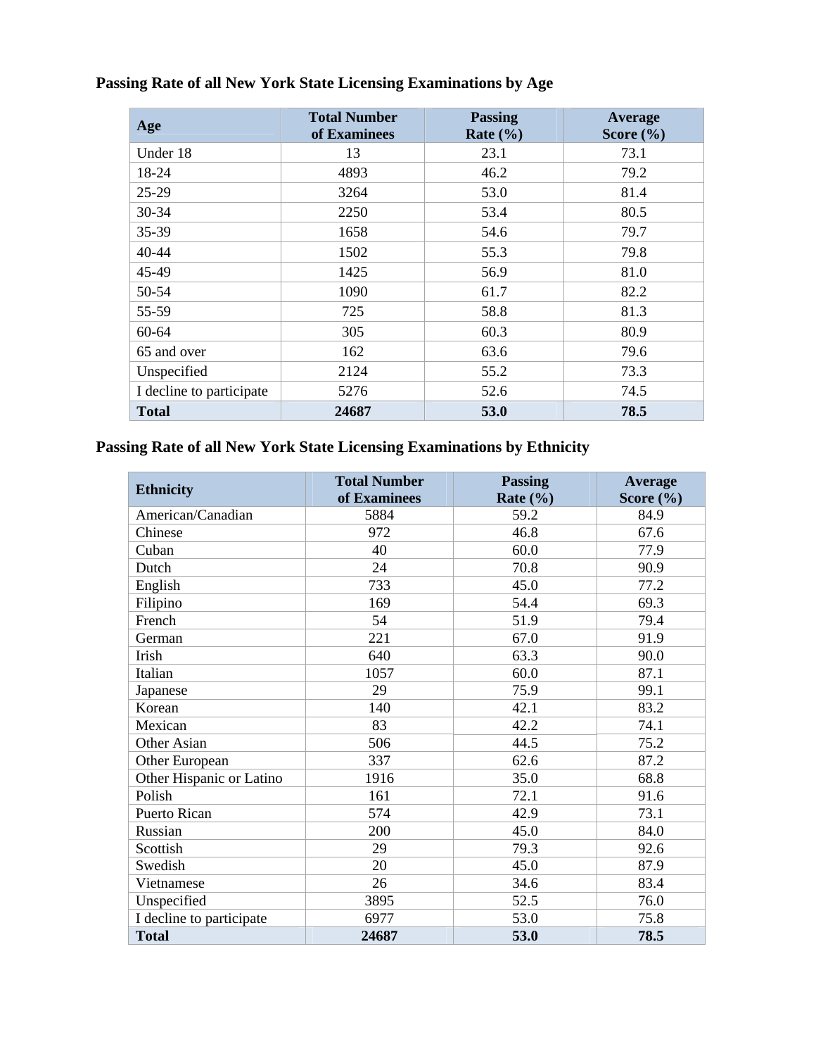### Passing Rate of all New York State Licensing Examinations by Age

| Age | Total Number of Examinees | Passing Rate (%) | Average Score (%) |
|---|---|---|---|
| Under 18 | 13 | 23.1 | 73.1 |
| 18-24 | 4893 | 46.2 | 79.2 |
| 25-29 | 3264 | 53.0 | 81.4 |
| 30-34 | 2250 | 53.4 | 80.5 |
| 35-39 | 1658 | 54.6 | 79.7 |
| 40-44 | 1502 | 55.3 | 79.8 |
| 45-49 | 1425 | 56.9 | 81.0 |
| 50-54 | 1090 | 61.7 | 82.2 |
| 55-59 | 725 | 58.8 | 81.3 |
| 60-64 | 305 | 60.3 | 80.9 |
| 65 and over | 162 | 63.6 | 79.6 |
| Unspecified | 2124 | 55.2 | 73.3 |
| I decline to participate | 5276 | 52.6 | 74.5 |
| **Total** | **24687** | **53.0** | **78.5** |

### Passing Rate of all New York State Licensing Examinations by Ethnicity

| Ethnicity | Total Number of Examinees | Passing Rate (%) | Average Score (%) |
|---|---|---|---|
| American/Canadian | 5884 | 59.2 | 84.9 |
| Chinese | 972 | 46.8 | 67.6 |
| Cuban | 40 | 60.0 | 77.9 |
| Dutch | 24 | 70.8 | 90.9 |
| English | 733 | 45.0 | 77.2 |
| Filipino | 169 | 54.4 | 69.3 |
| French | 54 | 51.9 | 79.4 |
| German | 221 | 67.0 | 91.9 |
| Irish | 640 | 63.3 | 90.0 |
| Italian | 1057 | 60.0 | 87.1 |
| Japanese | 29 | 75.9 | 99.1 |
| Korean | 140 | 42.1 | 83.2 |
| Mexican | 83 | 42.2 | 74.1 |
| Other Asian | 506 | 44.5 | 75.2 |
| Other European | 337 | 62.6 | 87.2 |
| Other Hispanic or Latino | 1916 | 35.0 | 68.8 |
| Polish | 161 | 72.1 | 91.6 |
| Puerto Rican | 574 | 42.9 | 73.1 |
| Russian | 200 | 45.0 | 84.0 |
| Scottish | 29 | 79.3 | 92.6 |
| Swedish | 20 | 45.0 | 87.9 |
| Vietnamese | 26 | 34.6 | 83.4 |
| Unspecified | 3895 | 52.5 | 76.0 |
| I decline to participate | 6977 | 53.0 | 75.8 |
| **Total** | **24687** | **53.0** | **78.5** |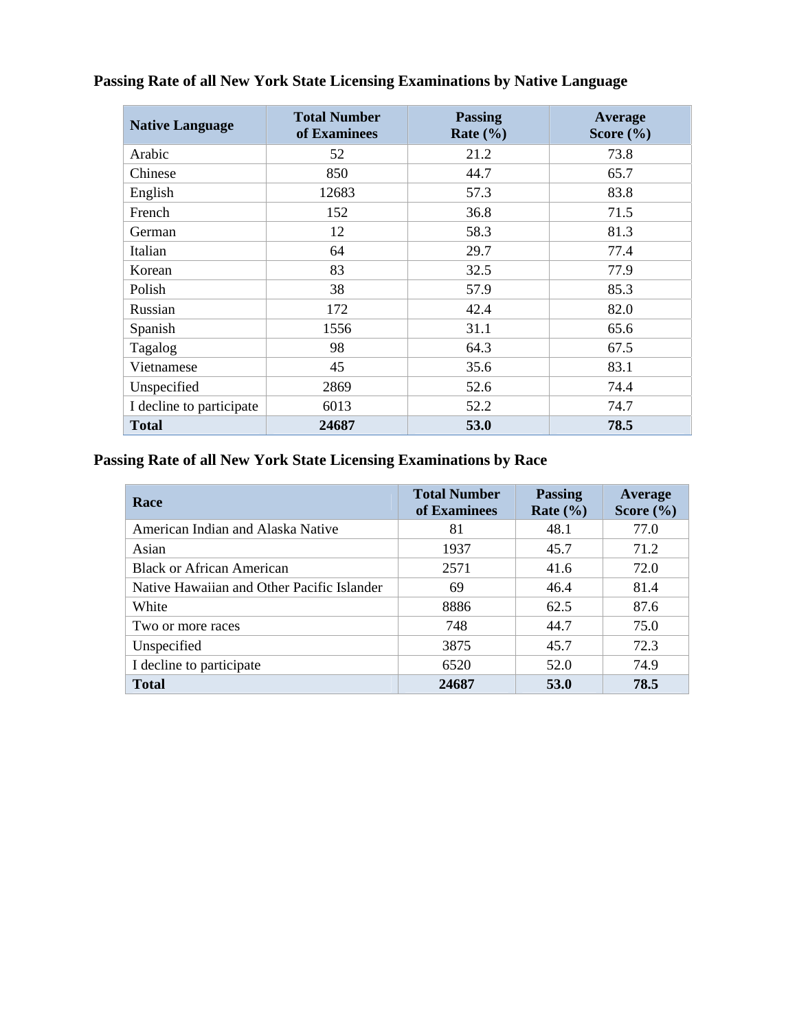**Passing Rate of all New York State Licensing Examinations by Native Language**

| Native Language | Total Number of Examinees | Passing Rate (%) | Average Score (%) |
|---|---|---|---|
| Arabic | 52 | 21.2 | 73.8 |
| Chinese | 850 | 44.7 | 65.7 |
| English | 12683 | 57.3 | 83.8 |
| French | 152 | 36.8 | 71.5 |
| German | 12 | 58.3 | 81.3 |
| Italian | 64 | 29.7 | 77.4 |
| Korean | 83 | 32.5 | 77.9 |
| Polish | 38 | 57.9 | 85.3 |
| Russian | 172 | 42.4 | 82.0 |
| Spanish | 1556 | 31.1 | 65.6 |
| Tagalog | 98 | 64.3 | 67.5 |
| Vietnamese | 45 | 35.6 | 83.1 |
| Unspecified | 2869 | 52.6 | 74.4 |
| I decline to participate | 6013 | 52.2 | 74.7 |
| **Total** | **24687** | **53.0** | **78.5** |

**Passing Rate of all New York State Licensing Examinations by Race**

| Race | Total Number of Examinees | Passing Rate (%) | Average Score (%) |
|---|---|---|---|
| American Indian and Alaska Native | 81 | 48.1 | 77.0 |
| Asian | 1937 | 45.7 | 71.2 |
| Black or African American | 2571 | 41.6 | 72.0 |
| Native Hawaiian and Other Pacific Islander | 69 | 46.4 | 81.4 |
| White | 8886 | 62.5 | 87.6 |
| Two or more races | 748 | 44.7 | 75.0 |
| Unspecified | 3875 | 45.7 | 72.3 |
| I decline to participate | 6520 | 52.0 | 74.9 |
| **Total** | **24687** | **53.0** | **78.5** |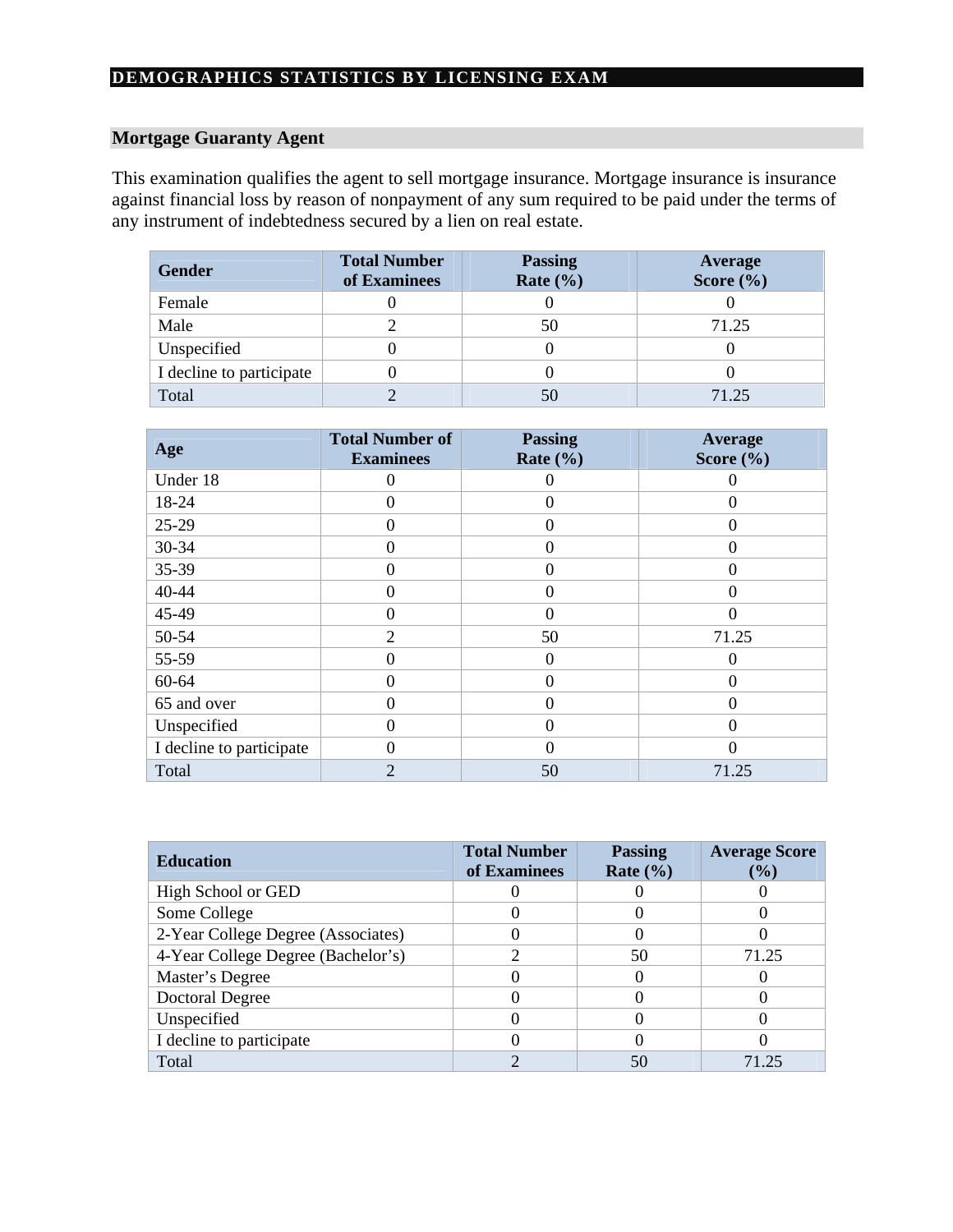## DEMOGRAPHICS STATISTICS BY LICENSING EXAM

### Mortgage Guaranty Agent

This examination qualifies the agent to sell mortgage insurance. Mortgage insurance is insurance against financial loss by reason of nonpayment of any sum required to be paid under the terms of any instrument of indebtedness secured by a lien on real estate.

| Gender | Total Number of Examinees | Passing Rate (%) | Average Score (%) |
|---|---|---|---|
| Female | 0 | 0 | 0 |
| Male | 2 | 50 | 71.25 |
| Unspecified | 0 | 0 | 0 |
| I decline to participate | 0 | 0 | 0 |
| Total | 2 | 50 | 71.25 |

| Age | Total Number of Examinees | Passing Rate (%) | Average Score (%) |
|---|---|---|---|
| Under 18 | 0 | 0 | 0 |
| 18-24 | 0 | 0 | 0 |
| 25-29 | 0 | 0 | 0 |
| 30-34 | 0 | 0 | 0 |
| 35-39 | 0 | 0 | 0 |
| 40-44 | 0 | 0 | 0 |
| 45-49 | 0 | 0 | 0 |
| 50-54 | 2 | 50 | 71.25 |
| 55-59 | 0 | 0 | 0 |
| 60-64 | 0 | 0 | 0 |
| 65 and over | 0 | 0 | 0 |
| Unspecified | 0 | 0 | 0 |
| I decline to participate | 0 | 0 | 0 |
| Total | 2 | 50 | 71.25 |

| Education | Total Number of Examinees | Passing Rate (%) | Average Score (%) |
|---|---|---|---|
| High School or GED | 0 | 0 | 0 |
| Some College | 0 | 0 | 0 |
| 2-Year College Degree (Associates) | 0 | 0 | 0 |
| 4-Year College Degree (Bachelor's) | 2 | 50 | 71.25 |
| Master's Degree | 0 | 0 | 0 |
| Doctoral Degree | 0 | 0 | 0 |
| Unspecified | 0 | 0 | 0 |
| I decline to participate | 0 | 0 | 0 |
| Total | 2 | 50 | 71.25 |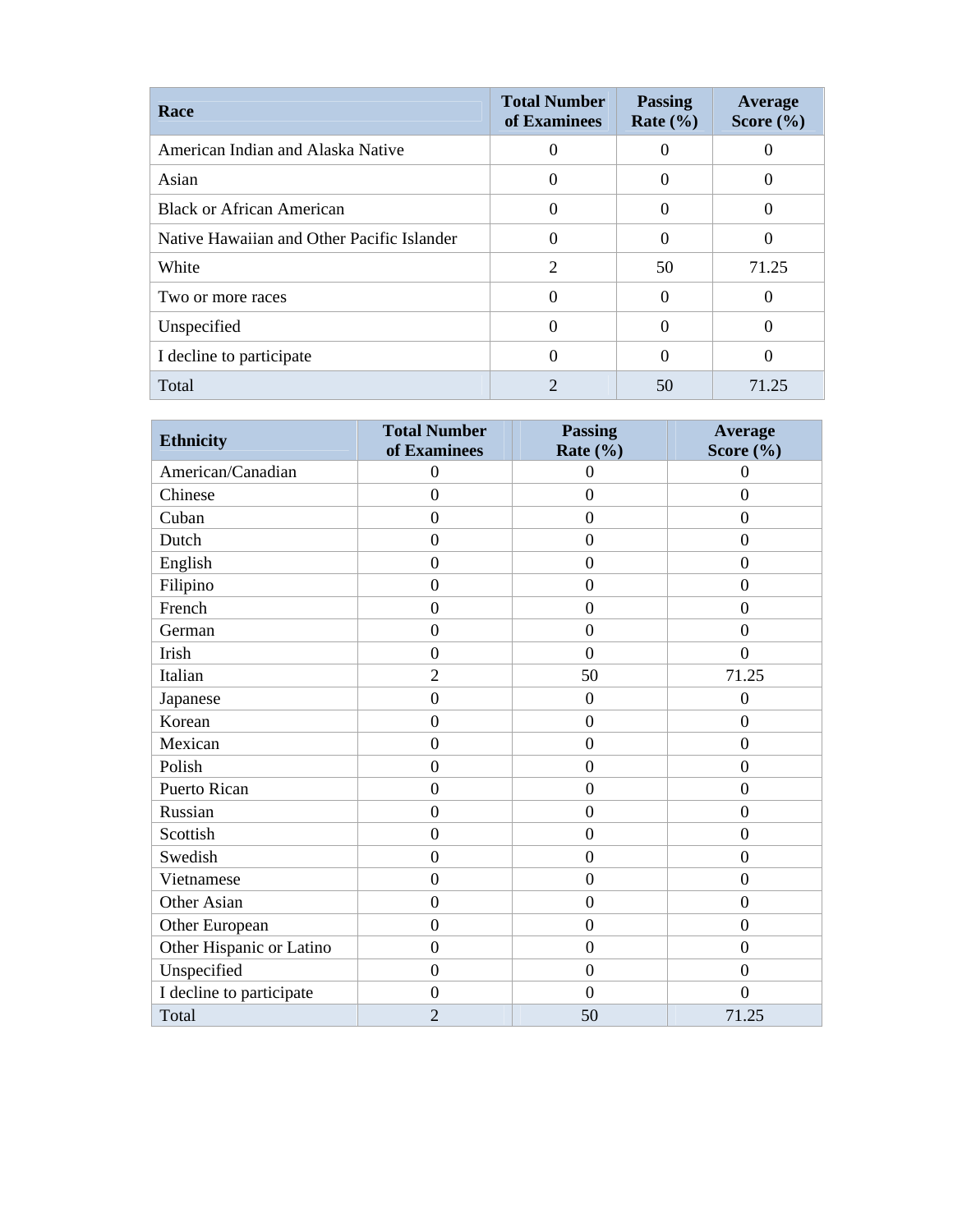| Race | Total Number of Examinees | Passing Rate (%) | Average Score (%) |
| --- | --- | --- | --- |
| American Indian and Alaska Native | 0 | 0 | 0 |
| Asian | 0 | 0 | 0 |
| Black or African American | 0 | 0 | 0 |
| Native Hawaiian and Other Pacific Islander | 0 | 0 | 0 |
| White | 2 | 50 | 71.25 |
| Two or more races | 0 | 0 | 0 |
| Unspecified | 0 | 0 | 0 |
| I decline to participate | 0 | 0 | 0 |
| Total | 2 | 50 | 71.25 |

| Ethnicity | Total Number of Examinees | Passing Rate (%) | Average Score (%) |
| --- | --- | --- | --- |
| American/Canadian | 0 | 0 | 0 |
| Chinese | 0 | 0 | 0 |
| Cuban | 0 | 0 | 0 |
| Dutch | 0 | 0 | 0 |
| English | 0 | 0 | 0 |
| Filipino | 0 | 0 | 0 |
| French | 0 | 0 | 0 |
| German | 0 | 0 | 0 |
| Irish | 0 | 0 | 0 |
| Italian | 2 | 50 | 71.25 |
| Japanese | 0 | 0 | 0 |
| Korean | 0 | 0 | 0 |
| Mexican | 0 | 0 | 0 |
| Polish | 0 | 0 | 0 |
| Puerto Rican | 0 | 0 | 0 |
| Russian | 0 | 0 | 0 |
| Scottish | 0 | 0 | 0 |
| Swedish | 0 | 0 | 0 |
| Vietnamese | 0 | 0 | 0 |
| Other Asian | 0 | 0 | 0 |
| Other European | 0 | 0 | 0 |
| Other Hispanic or Latino | 0 | 0 | 0 |
| Unspecified | 0 | 0 | 0 |
| I decline to participate | 0 | 0 | 0 |
| Total | 2 | 50 | 71.25 |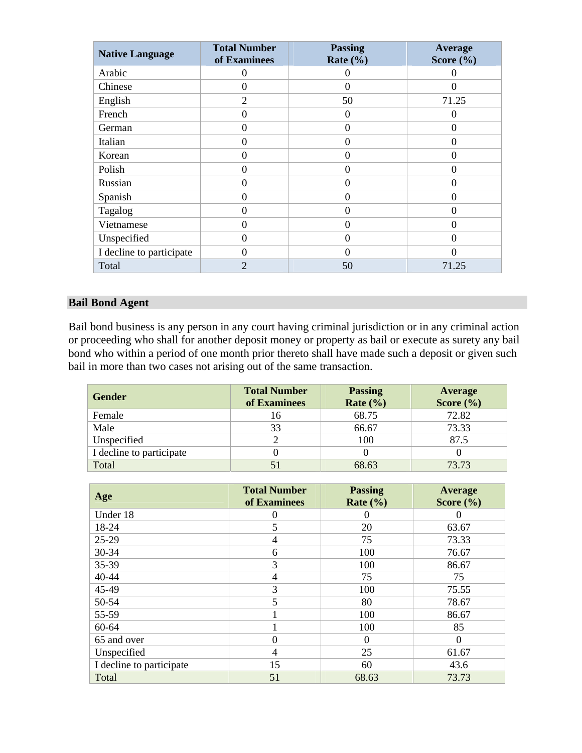| Native Language | Total Number of Examinees | Passing Rate (%) | Average Score (%) |
|---|---|---|---|
| Arabic | 0 | 0 | 0 |
| Chinese | 0 | 0 | 0 |
| English | 2 | 50 | 71.25 |
| French | 0 | 0 | 0 |
| German | 0 | 0 | 0 |
| Italian | 0 | 0 | 0 |
| Korean | 0 | 0 | 0 |
| Polish | 0 | 0 | 0 |
| Russian | 0 | 0 | 0 |
| Spanish | 0 | 0 | 0 |
| Tagalog | 0 | 0 | 0 |
| Vietnamese | 0 | 0 | 0 |
| Unspecified | 0 | 0 | 0 |
| I decline to participate | 0 | 0 | 0 |
| Total | 2 | 50 | 71.25 |

## Bail Bond Agent

Bail bond business is any person in any court having criminal jurisdiction or in any criminal action or proceeding who shall for another deposit money or property as bail or execute as surety any bail bond who within a period of one month prior thereto shall have made such a deposit or given such bail in more than two cases not arising out of the same transaction.

| Gender | Total Number of Examinees | Passing Rate (%) | Average Score (%) |
|---|---|---|---|
| Female | 16 | 68.75 | 72.82 |
| Male | 33 | 66.67 | 73.33 |
| Unspecified | 2 | 100 | 87.5 |
| I decline to participate | 0 | 0 | 0 |
| Total | 51 | 68.63 | 73.73 |

| Age | Total Number of Examinees | Passing Rate (%) | Average Score (%) |
|---|---|---|---|
| Under 18 | 0 | 0 | 0 |
| 18-24 | 5 | 20 | 63.67 |
| 25-29 | 4 | 75 | 73.33 |
| 30-34 | 6 | 100 | 76.67 |
| 35-39 | 3 | 100 | 86.67 |
| 40-44 | 4 | 75 | 75 |
| 45-49 | 3 | 100 | 75.55 |
| 50-54 | 5 | 80 | 78.67 |
| 55-59 | 1 | 100 | 86.67 |
| 60-64 | 1 | 100 | 85 |
| 65 and over | 0 | 0 | 0 |
| Unspecified | 4 | 25 | 61.67 |
| I decline to participate | 15 | 60 | 43.6 |
| Total | 51 | 68.63 | 73.73 |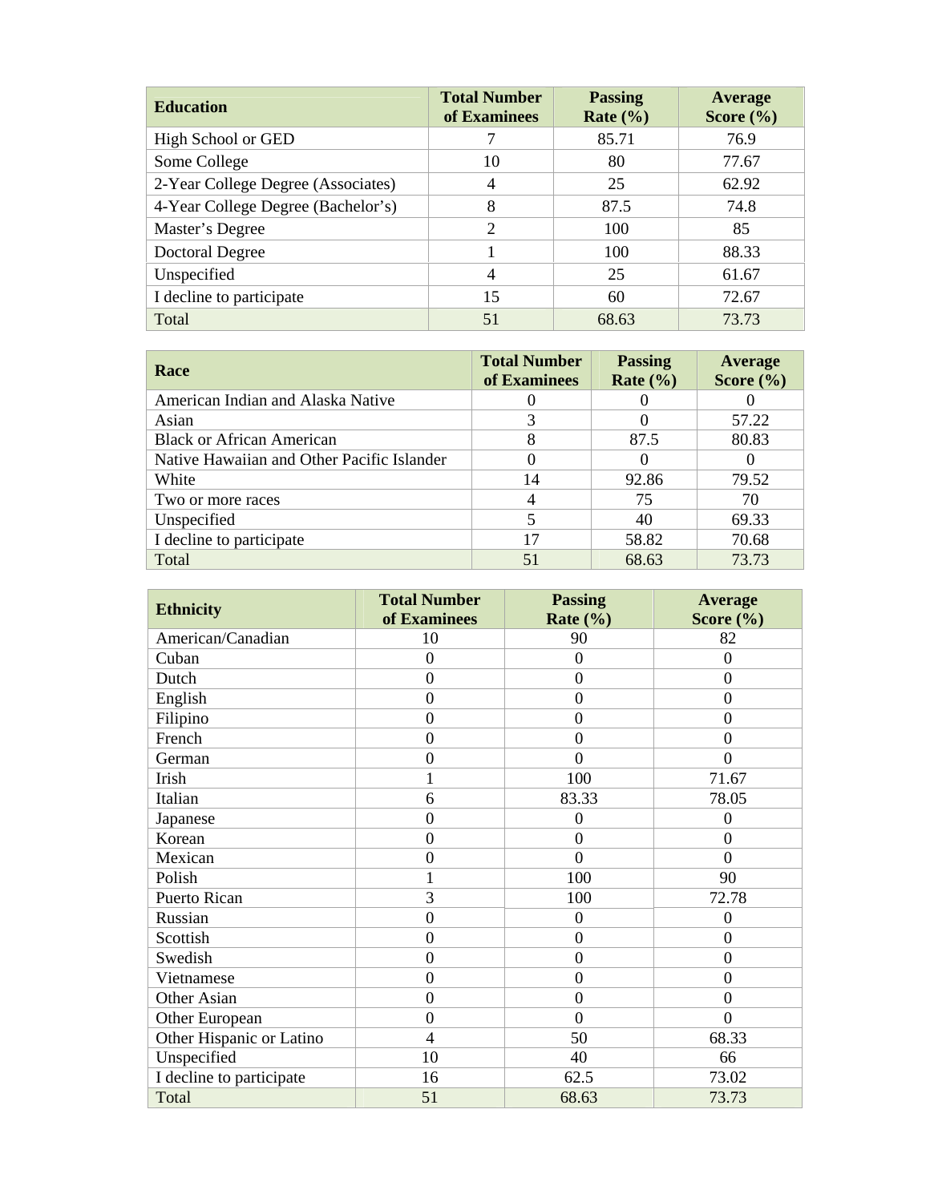| Education | Total Number of Examinees | Passing Rate (%) | Average Score (%) |
|---|---|---|---|
| High School or GED | 7 | 85.71 | 76.9 |
| Some College | 10 | 80 | 77.67 |
| 2-Year College Degree (Associates) | 4 | 25 | 62.92 |
| 4-Year College Degree (Bachelor’s) | 8 | 87.5 | 74.8 |
| Master’s Degree | 2 | 100 | 85 |
| Doctoral Degree | 1 | 100 | 88.33 |
| Unspecified | 4 | 25 | 61.67 |
| I decline to participate | 15 | 60 | 72.67 |
| Total | 51 | 68.63 | 73.73 |

| Race | Total Number of Examinees | Passing Rate (%) | Average Score (%) |
|---|---|---|---|
| American Indian and Alaska Native | 0 | 0 | 0 |
| Asian | 3 | 0 | 57.22 |
| Black or African American | 8 | 87.5 | 80.83 |
| Native Hawaiian and Other Pacific Islander | 0 | 0 | 0 |
| White | 14 | 92.86 | 79.52 |
| Two or more races | 4 | 75 | 70 |
| Unspecified | 5 | 40 | 69.33 |
| I decline to participate | 17 | 58.82 | 70.68 |
| Total | 51 | 68.63 | 73.73 |

| Ethnicity | Total Number of Examinees | Passing Rate (%) | Average Score (%) |
|---|---|---|---|
| American/Canadian | 10 | 90 | 82 |
| Cuban | 0 | 0 | 0 |
| Dutch | 0 | 0 | 0 |
| English | 0 | 0 | 0 |
| Filipino | 0 | 0 | 0 |
| French | 0 | 0 | 0 |
| German | 0 | 0 | 0 |
| Irish | 1 | 100 | 71.67 |
| Italian | 6 | 83.33 | 78.05 |
| Japanese | 0 | 0 | 0 |
| Korean | 0 | 0 | 0 |
| Mexican | 0 | 0 | 0 |
| Polish | 1 | 100 | 90 |
| Puerto Rican | 3 | 100 | 72.78 |
| Russian | 0 | 0 | 0 |
| Scottish | 0 | 0 | 0 |
| Swedish | 0 | 0 | 0 |
| Vietnamese | 0 | 0 | 0 |
| Other Asian | 0 | 0 | 0 |
| Other European | 0 | 0 | 0 |
| Other Hispanic or Latino | 4 | 50 | 68.33 |
| Unspecified | 10 | 40 | 66 |
| I decline to participate | 16 | 62.5 | 73.02 |
| Total | 51 | 68.63 | 73.73 |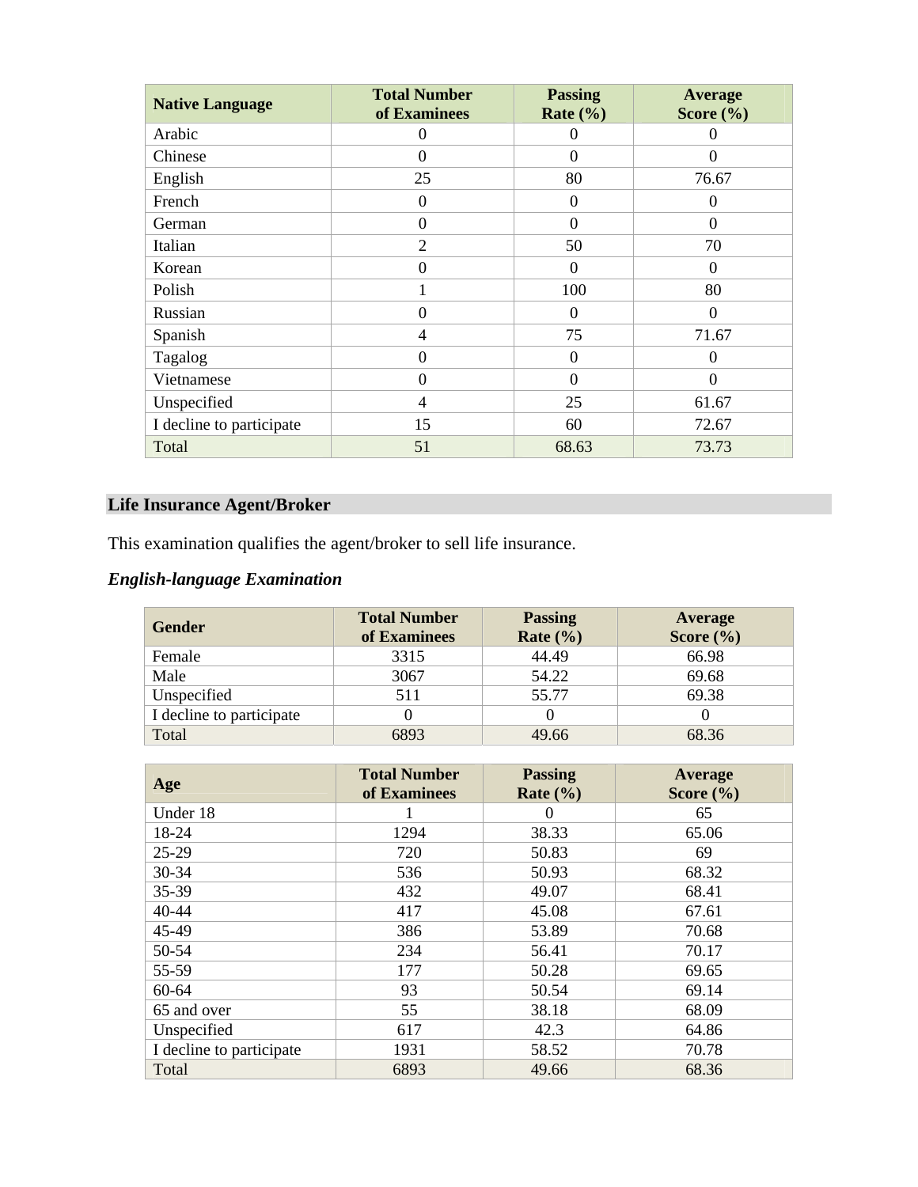| Native Language | Total Number of Examinees | Passing Rate (%) | Average Score (%) |
|---|---|---|---|
| Arabic | 0 | 0 | 0 |
| Chinese | 0 | 0 | 0 |
| English | 25 | 80 | 76.67 |
| French | 0 | 0 | 0 |
| German | 0 | 0 | 0 |
| Italian | 2 | 50 | 70 |
| Korean | 0 | 0 | 0 |
| Polish | 1 | 100 | 80 |
| Russian | 0 | 0 | 0 |
| Spanish | 4 | 75 | 71.67 |
| Tagalog | 0 | 0 | 0 |
| Vietnamese | 0 | 0 | 0 |
| Unspecified | 4 | 25 | 61.67 |
| I decline to participate | 15 | 60 | 72.67 |
| Total | 51 | 68.63 | 73.73 |

## Life Insurance Agent/Broker

This examination qualifies the agent/broker to sell life insurance.

### *English-language Examination*

| Gender | Total Number of Examinees | Passing Rate (%) | Average Score (%) |
|---|---|---|---|
| Female | 3315 | 44.49 | 66.98 |
| Male | 3067 | 54.22 | 69.68 |
| Unspecified | 511 | 55.77 | 69.38 |
| I decline to participate | 0 | 0 | 0 |
| Total | 6893 | 49.66 | 68.36 |

| Age | Total Number of Examinees | Passing Rate (%) | Average Score (%) |
|---|---|---|---|
| Under 18 | 1 | 0 | 65 |
| 18-24 | 1294 | 38.33 | 65.06 |
| 25-29 | 720 | 50.83 | 69 |
| 30-34 | 536 | 50.93 | 68.32 |
| 35-39 | 432 | 49.07 | 68.41 |
| 40-44 | 417 | 45.08 | 67.61 |
| 45-49 | 386 | 53.89 | 70.68 |
| 50-54 | 234 | 56.41 | 70.17 |
| 55-59 | 177 | 50.28 | 69.65 |
| 60-64 | 93 | 50.54 | 69.14 |
| 65 and over | 55 | 38.18 | 68.09 |
| Unspecified | 617 | 42.3 | 64.86 |
| I decline to participate | 1931 | 58.52 | 70.78 |
| Total | 6893 | 49.66 | 68.36 |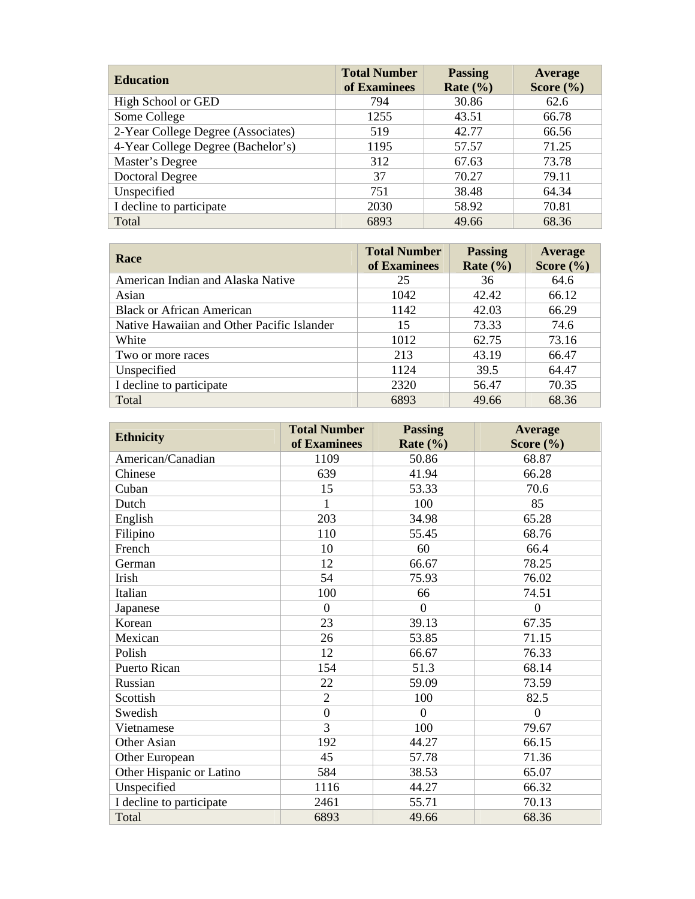| Education | Total Number of Examinees | Passing Rate (%) | Average Score (%) |
|---|---|---|---|
| High School or GED | 794 | 30.86 | 62.6 |
| Some College | 1255 | 43.51 | 66.78 |
| 2-Year College Degree (Associates) | 519 | 42.77 | 66.56 |
| 4-Year College Degree (Bachelor's) | 1195 | 57.57 | 71.25 |
| Master's Degree | 312 | 67.63 | 73.78 |
| Doctoral Degree | 37 | 70.27 | 79.11 |
| Unspecified | 751 | 38.48 | 64.34 |
| I decline to participate | 2030 | 58.92 | 70.81 |
| Total | 6893 | 49.66 | 68.36 |

| Race | Total Number of Examinees | Passing Rate (%) | Average Score (%) |
|---|---|---|---|
| American Indian and Alaska Native | 25 | 36 | 64.6 |
| Asian | 1042 | 42.42 | 66.12 |
| Black or African American | 1142 | 42.03 | 66.29 |
| Native Hawaiian and Other Pacific Islander | 15 | 73.33 | 74.6 |
| White | 1012 | 62.75 | 73.16 |
| Two or more races | 213 | 43.19 | 66.47 |
| Unspecified | 1124 | 39.5 | 64.47 |
| I decline to participate | 2320 | 56.47 | 70.35 |
| Total | 6893 | 49.66 | 68.36 |

| Ethnicity | Total Number of Examinees | Passing Rate (%) | Average Score (%) |
|---|---|---|---|
| American/Canadian | 1109 | 50.86 | 68.87 |
| Chinese | 639 | 41.94 | 66.28 |
| Cuban | 15 | 53.33 | 70.6 |
| Dutch | 1 | 100 | 85 |
| English | 203 | 34.98 | 65.28 |
| Filipino | 110 | 55.45 | 68.76 |
| French | 10 | 60 | 66.4 |
| German | 12 | 66.67 | 78.25 |
| Irish | 54 | 75.93 | 76.02 |
| Italian | 100 | 66 | 74.51 |
| Japanese | 0 | 0 | 0 |
| Korean | 23 | 39.13 | 67.35 |
| Mexican | 26 | 53.85 | 71.15 |
| Polish | 12 | 66.67 | 76.33 |
| Puerto Rican | 154 | 51.3 | 68.14 |
| Russian | 22 | 59.09 | 73.59 |
| Scottish | 2 | 100 | 82.5 |
| Swedish | 0 | 0 | 0 |
| Vietnamese | 3 | 100 | 79.67 |
| Other Asian | 192 | 44.27 | 66.15 |
| Other European | 45 | 57.78 | 71.36 |
| Other Hispanic or Latino | 584 | 38.53 | 65.07 |
| Unspecified | 1116 | 44.27 | 66.32 |
| I decline to participate | 2461 | 55.71 | 70.13 |
| Total | 6893 | 49.66 | 68.36 |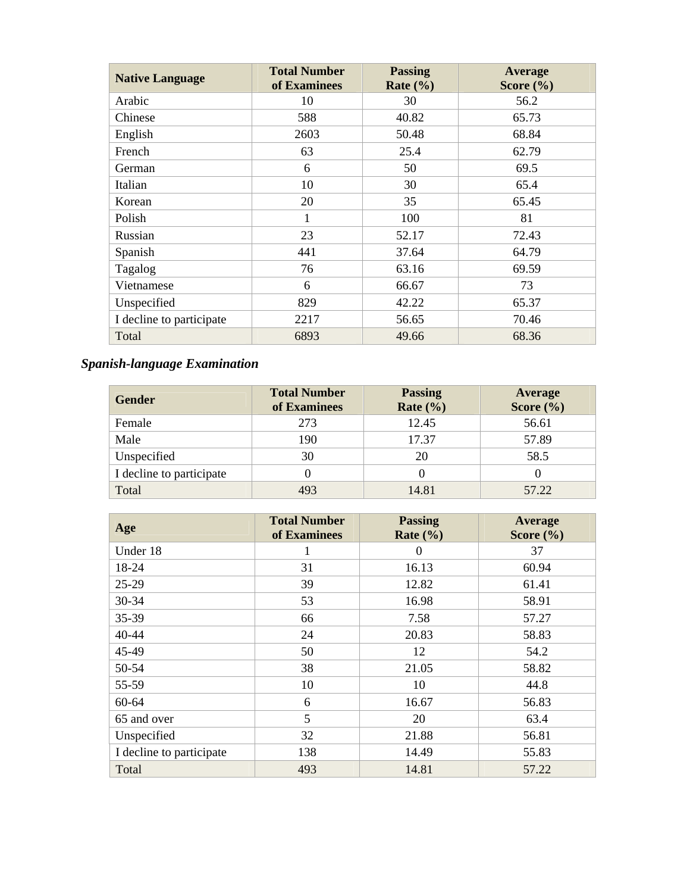| Native Language | Total Number of Examinees | Passing Rate (%) | Average Score (%) |
|---|---|---|---|
| Arabic | 10 | 30 | 56.2 |
| Chinese | 588 | 40.82 | 65.73 |
| English | 2603 | 50.48 | 68.84 |
| French | 63 | 25.4 | 62.79 |
| German | 6 | 50 | 69.5 |
| Italian | 10 | 30 | 65.4 |
| Korean | 20 | 35 | 65.45 |
| Polish | 1 | 100 | 81 |
| Russian | 23 | 52.17 | 72.43 |
| Spanish | 441 | 37.64 | 64.79 |
| Tagalog | 76 | 63.16 | 69.59 |
| Vietnamese | 6 | 66.67 | 73 |
| Unspecified | 829 | 42.22 | 65.37 |
| I decline to participate | 2217 | 56.65 | 70.46 |
| Total | 6893 | 49.66 | 68.36 |

### *Spanish-language Examination*

| Gender | Total Number of Examinees | Passing Rate (%) | Average Score (%) |
|---|---|---|---|
| Female | 273 | 12.45 | 56.61 |
| Male | 190 | 17.37 | 57.89 |
| Unspecified | 30 | 20 | 58.5 |
| I decline to participate | 0 | 0 | 0 |
| Total | 493 | 14.81 | 57.22 |

| Age | Total Number of Examinees | Passing Rate (%) | Average Score (%) |
|---|---|---|---|
| Under 18 | 1 | 0 | 37 |
| 18-24 | 31 | 16.13 | 60.94 |
| 25-29 | 39 | 12.82 | 61.41 |
| 30-34 | 53 | 16.98 | 58.91 |
| 35-39 | 66 | 7.58 | 57.27 |
| 40-44 | 24 | 20.83 | 58.83 |
| 45-49 | 50 | 12 | 54.2 |
| 50-54 | 38 | 21.05 | 58.82 |
| 55-59 | 10 | 10 | 44.8 |
| 60-64 | 6 | 16.67 | 56.83 |
| 65 and over | 5 | 20 | 63.4 |
| Unspecified | 32 | 21.88 | 56.81 |
| I decline to participate | 138 | 14.49 | 55.83 |
| Total | 493 | 14.81 | 57.22 |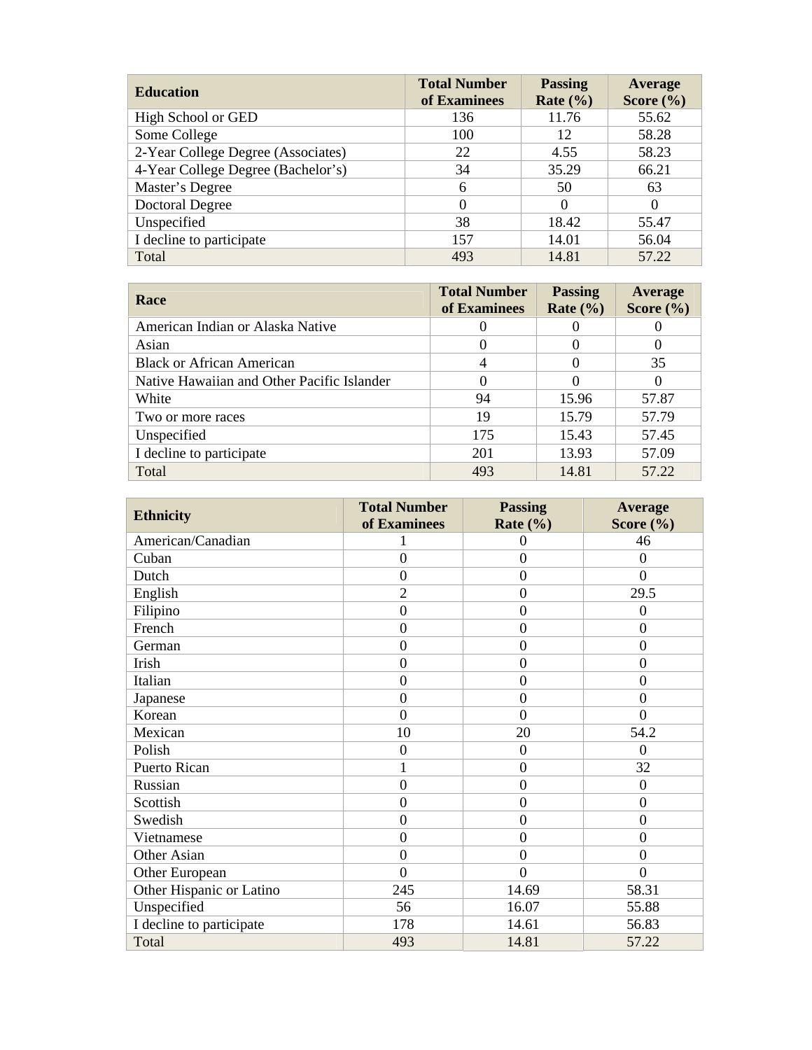| Education | Total Number of Examinees | Passing Rate (%) | Average Score (%) |
| --- | --- | --- | --- |
| High School or GED | 136 | 11.76 | 55.62 |
| Some College | 100 | 12 | 58.28 |
| 2-Year College Degree (Associates) | 22 | 4.55 | 58.23 |
| 4-Year College Degree (Bachelor's) | 34 | 35.29 | 66.21 |
| Master's Degree | 6 | 50 | 63 |
| Doctoral Degree | 0 | 0 | 0 |
| Unspecified | 38 | 18.42 | 55.47 |
| I decline to participate | 157 | 14.01 | 56.04 |
| Total | 493 | 14.81 | 57.22 |

| Race | Total Number of Examinees | Passing Rate (%) | Average Score (%) |
| --- | --- | --- | --- |
| American Indian or Alaska Native | 0 | 0 | 0 |
| Asian | 0 | 0 | 0 |
| Black or African American | 4 | 0 | 35 |
| Native Hawaiian and Other Pacific Islander | 0 | 0 | 0 |
| White | 94 | 15.96 | 57.87 |
| Two or more races | 19 | 15.79 | 57.79 |
| Unspecified | 175 | 15.43 | 57.45 |
| I decline to participate | 201 | 13.93 | 57.09 |
| Total | 493 | 14.81 | 57.22 |

| Ethnicity | Total Number of Examinees | Passing Rate (%) | Average Score (%) |
| --- | --- | --- | --- |
| American/Canadian | 1 | 0 | 46 |
| Cuban | 0 | 0 | 0 |
| Dutch | 0 | 0 | 0 |
| English | 2 | 0 | 29.5 |
| Filipino | 0 | 0 | 0 |
| French | 0 | 0 | 0 |
| German | 0 | 0 | 0 |
| Irish | 0 | 0 | 0 |
| Italian | 0 | 0 | 0 |
| Japanese | 0 | 0 | 0 |
| Korean | 0 | 0 | 0 |
| Mexican | 10 | 20 | 54.2 |
| Polish | 0 | 0 | 0 |
| Puerto Rican | 1 | 0 | 32 |
| Russian | 0 | 0 | 0 |
| Scottish | 0 | 0 | 0 |
| Swedish | 0 | 0 | 0 |
| Vietnamese | 0 | 0 | 0 |
| Other Asian | 0 | 0 | 0 |
| Other European | 0 | 0 | 0 |
| Other Hispanic or Latino | 245 | 14.69 | 58.31 |
| Unspecified | 56 | 16.07 | 55.88 |
| I decline to participate | 178 | 14.61 | 56.83 |
| Total | 493 | 14.81 | 57.22 |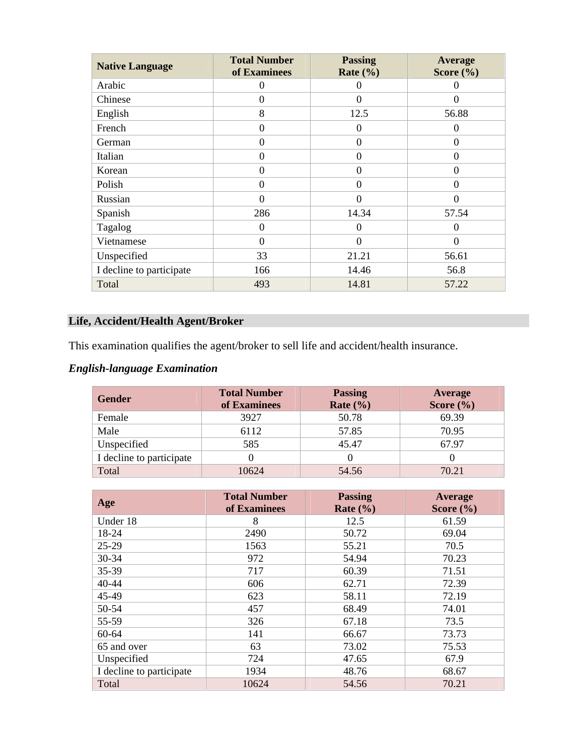| Native Language | Total Number of Examinees | Passing Rate (%) | Average Score (%) |
|---|---|---|---|
| Arabic | 0 | 0 | 0 |
| Chinese | 0 | 0 | 0 |
| English | 8 | 12.5 | 56.88 |
| French | 0 | 0 | 0 |
| German | 0 | 0 | 0 |
| Italian | 0 | 0 | 0 |
| Korean | 0 | 0 | 0 |
| Polish | 0 | 0 | 0 |
| Russian | 0 | 0 | 0 |
| Spanish | 286 | 14.34 | 57.54 |
| Tagalog | 0 | 0 | 0 |
| Vietnamese | 0 | 0 | 0 |
| Unspecified | 33 | 21.21 | 56.61 |
| I decline to participate | 166 | 14.46 | 56.8 |
| Total | 493 | 14.81 | 57.22 |

## Life, Accident/Health Agent/Broker

This examination qualifies the agent/broker to sell life and accident/health insurance.

***English-language Examination***

| Gender | Total Number of Examinees | Passing Rate (%) | Average Score (%) |
|---|---|---|---|
| Female | 3927 | 50.78 | 69.39 |
| Male | 6112 | 57.85 | 70.95 |
| Unspecified | 585 | 45.47 | 67.97 |
| I decline to participate | 0 | 0 | 0 |
| Total | 10624 | 54.56 | 70.21 |

| Age | Total Number of Examinees | Passing Rate (%) | Average Score (%) |
|---|---|---|---|
| Under 18 | 8 | 12.5 | 61.59 |
| 18-24 | 2490 | 50.72 | 69.04 |
| 25-29 | 1563 | 55.21 | 70.5 |
| 30-34 | 972 | 54.94 | 70.23 |
| 35-39 | 717 | 60.39 | 71.51 |
| 40-44 | 606 | 62.71 | 72.39 |
| 45-49 | 623 | 58.11 | 72.19 |
| 50-54 | 457 | 68.49 | 74.01 |
| 55-59 | 326 | 67.18 | 73.5 |
| 60-64 | 141 | 66.67 | 73.73 |
| 65 and over | 63 | 73.02 | 75.53 |
| Unspecified | 724 | 47.65 | 67.9 |
| I decline to participate | 1934 | 48.76 | 68.67 |
| Total | 10624 | 54.56 | 70.21 |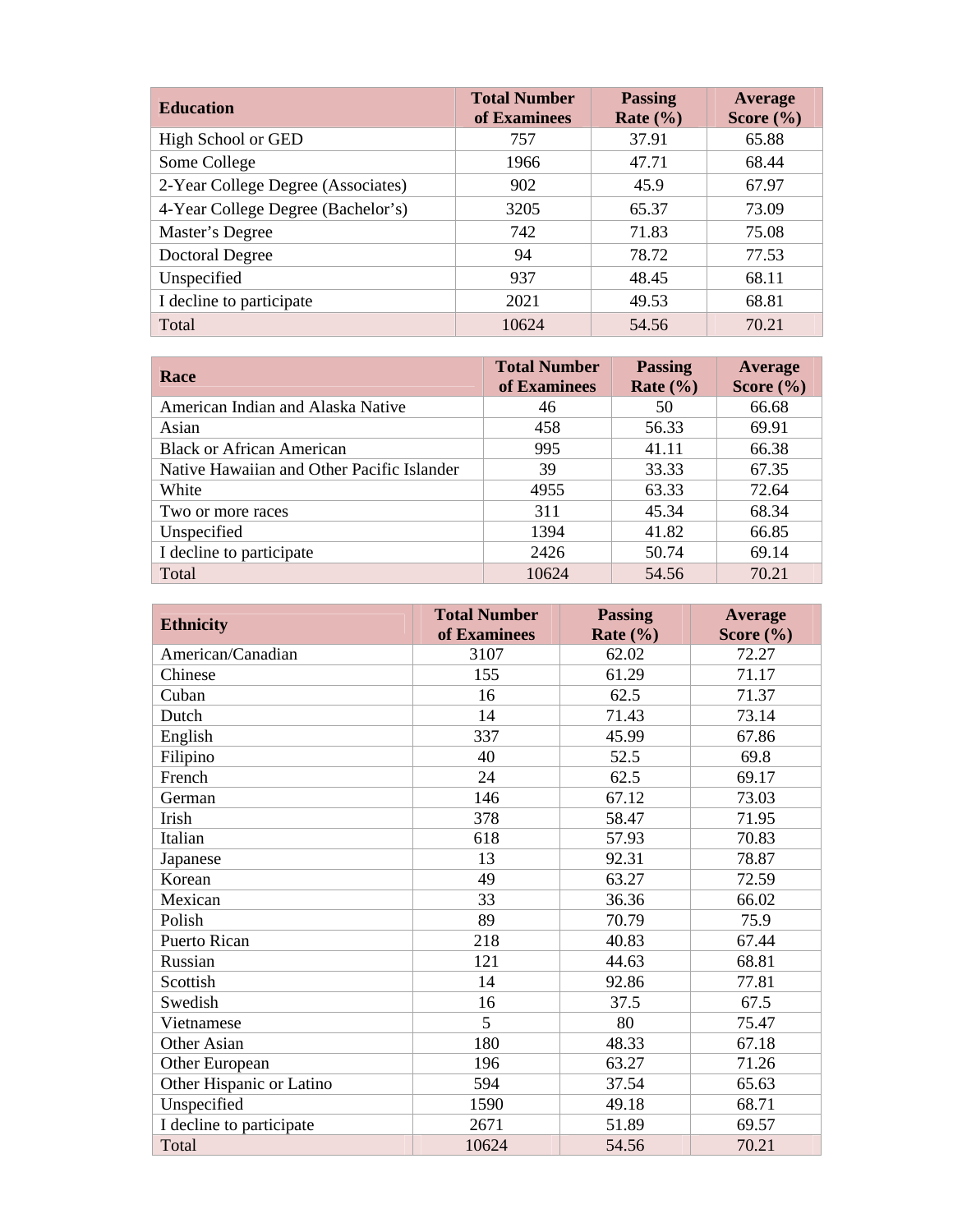| Education | Total Number of Examinees | Passing Rate (%) | Average Score (%) |
|---|---|---|---|
| High School or GED | 757 | 37.91 | 65.88 |
| Some College | 1966 | 47.71 | 68.44 |
| 2-Year College Degree (Associates) | 902 | 45.9 | 67.97 |
| 4-Year College Degree (Bachelor's) | 3205 | 65.37 | 73.09 |
| Master's Degree | 742 | 71.83 | 75.08 |
| Doctoral Degree | 94 | 78.72 | 77.53 |
| Unspecified | 937 | 48.45 | 68.11 |
| I decline to participate | 2021 | 49.53 | 68.81 |
| Total | 10624 | 54.56 | 70.21 |

| Race | Total Number of Examinees | Passing Rate (%) | Average Score (%) |
|---|---|---|---|
| American Indian and Alaska Native | 46 | 50 | 66.68 |
| Asian | 458 | 56.33 | 69.91 |
| Black or African American | 995 | 41.11 | 66.38 |
| Native Hawaiian and Other Pacific Islander | 39 | 33.33 | 67.35 |
| White | 4955 | 63.33 | 72.64 |
| Two or more races | 311 | 45.34 | 68.34 |
| Unspecified | 1394 | 41.82 | 66.85 |
| I decline to participate | 2426 | 50.74 | 69.14 |
| Total | 10624 | 54.56 | 70.21 |

| Ethnicity | Total Number of Examinees | Passing Rate (%) | Average Score (%) |
|---|---|---|---|
| American/Canadian | 3107 | 62.02 | 72.27 |
| Chinese | 155 | 61.29 | 71.17 |
| Cuban | 16 | 62.5 | 71.37 |
| Dutch | 14 | 71.43 | 73.14 |
| English | 337 | 45.99 | 67.86 |
| Filipino | 40 | 52.5 | 69.8 |
| French | 24 | 62.5 | 69.17 |
| German | 146 | 67.12 | 73.03 |
| Irish | 378 | 58.47 | 71.95 |
| Italian | 618 | 57.93 | 70.83 |
| Japanese | 13 | 92.31 | 78.87 |
| Korean | 49 | 63.27 | 72.59 |
| Mexican | 33 | 36.36 | 66.02 |
| Polish | 89 | 70.79 | 75.9 |
| Puerto Rican | 218 | 40.83 | 67.44 |
| Russian | 121 | 44.63 | 68.81 |
| Scottish | 14 | 92.86 | 77.81 |
| Swedish | 16 | 37.5 | 67.5 |
| Vietnamese | 5 | 80 | 75.47 |
| Other Asian | 180 | 48.33 | 67.18 |
| Other European | 196 | 63.27 | 71.26 |
| Other Hispanic or Latino | 594 | 37.54 | 65.63 |
| Unspecified | 1590 | 49.18 | 68.71 |
| I decline to participate | 2671 | 51.89 | 69.57 |
| Total | 10624 | 54.56 | 70.21 |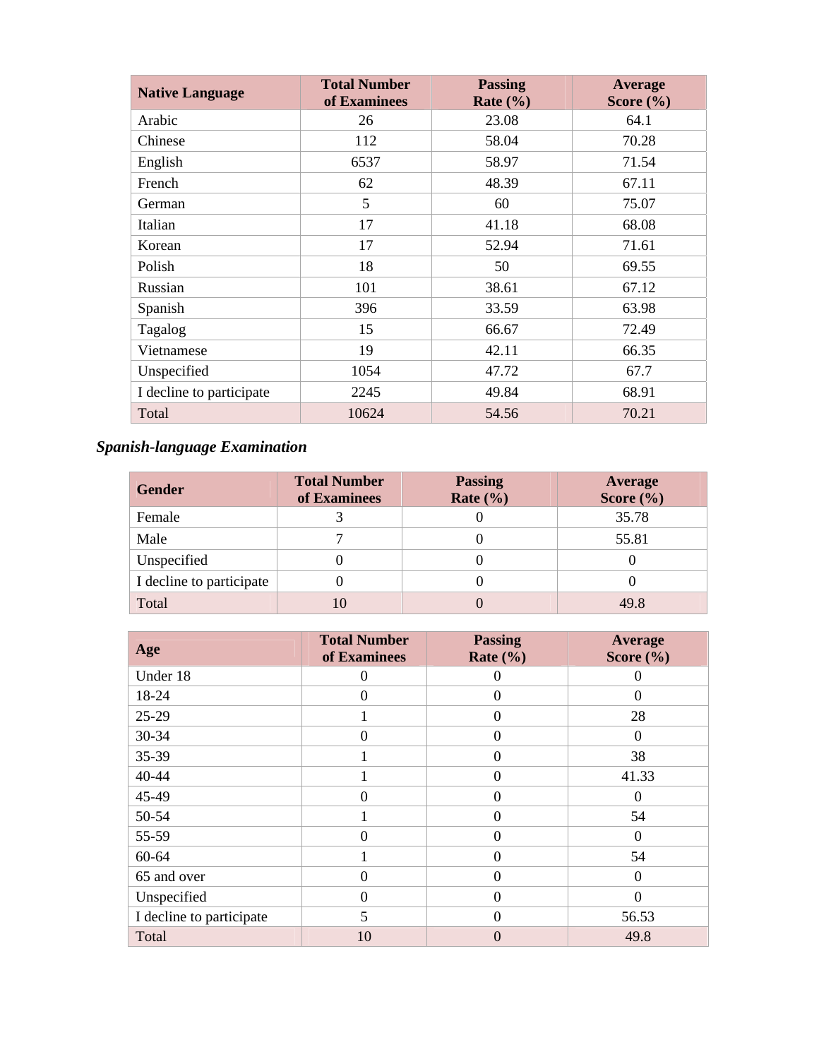| Native Language | Total Number of Examinees | Passing Rate (%) | Average Score (%) |
|---|---|---|---|
| Arabic | 26 | 23.08 | 64.1 |
| Chinese | 112 | 58.04 | 70.28 |
| English | 6537 | 58.97 | 71.54 |
| French | 62 | 48.39 | 67.11 |
| German | 5 | 60 | 75.07 |
| Italian | 17 | 41.18 | 68.08 |
| Korean | 17 | 52.94 | 71.61 |
| Polish | 18 | 50 | 69.55 |
| Russian | 101 | 38.61 | 67.12 |
| Spanish | 396 | 33.59 | 63.98 |
| Tagalog | 15 | 66.67 | 72.49 |
| Vietnamese | 19 | 42.11 | 66.35 |
| Unspecified | 1054 | 47.72 | 67.7 |
| I decline to participate | 2245 | 49.84 | 68.91 |
| Total | 10624 | 54.56 | 70.21 |

***Spanish-language Examination***

| Gender | Total Number of Examinees | Passing Rate (%) | Average Score (%) |
|---|---|---|---|
| Female | 3 | 0 | 35.78 |
| Male | 7 | 0 | 55.81 |
| Unspecified | 0 | 0 | 0 |
| I decline to participate | 0 | 0 | 0 |
| Total | 10 | 0 | 49.8 |

| Age | Total Number of Examinees | Passing Rate (%) | Average Score (%) |
|---|---|---|---|
| Under 18 | 0 | 0 | 0 |
| 18-24 | 0 | 0 | 0 |
| 25-29 | 1 | 0 | 28 |
| 30-34 | 0 | 0 | 0 |
| 35-39 | 1 | 0 | 38 |
| 40-44 | 1 | 0 | 41.33 |
| 45-49 | 0 | 0 | 0 |
| 50-54 | 1 | 0 | 54 |
| 55-59 | 0 | 0 | 0 |
| 60-64 | 1 | 0 | 54 |
| 65 and over | 0 | 0 | 0 |
| Unspecified | 0 | 0 | 0 |
| I decline to participate | 5 | 0 | 56.53 |
| Total | 10 | 0 | 49.8 |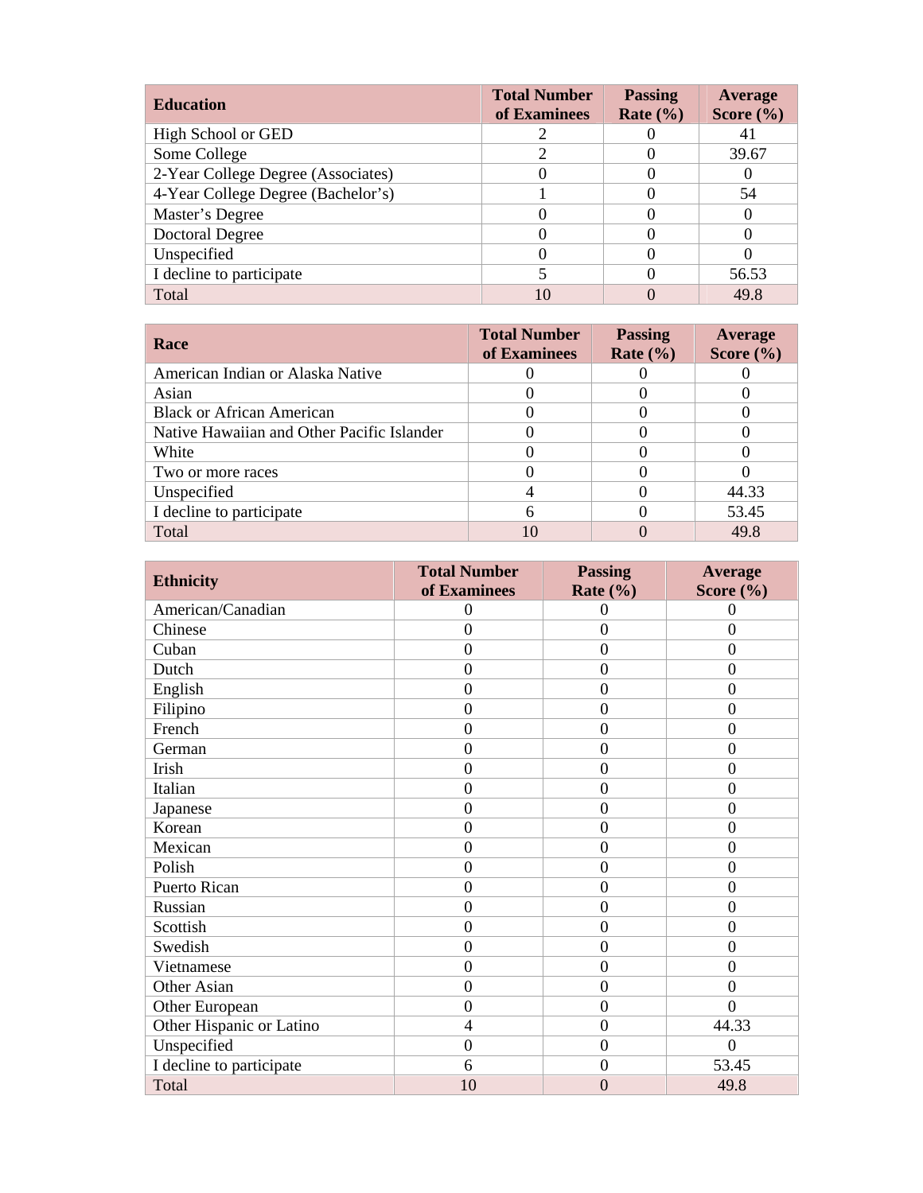| Education | Total Number of Examinees | Passing Rate (%) | Average Score (%) |
|---|---|---|---|
| High School or GED | 2 | 0 | 41 |
| Some College | 2 | 0 | 39.67 |
| 2-Year College Degree (Associates) | 0 | 0 | 0 |
| 4-Year College Degree (Bachelor's) | 1 | 0 | 54 |
| Master's Degree | 0 | 0 | 0 |
| Doctoral Degree | 0 | 0 | 0 |
| Unspecified | 0 | 0 | 0 |
| I decline to participate | 5 | 0 | 56.53 |
| Total | 10 | 0 | 49.8 |

| Race | Total Number of Examinees | Passing Rate (%) | Average Score (%) |
|---|---|---|---|
| American Indian or Alaska Native | 0 | 0 | 0 |
| Asian | 0 | 0 | 0 |
| Black or African American | 0 | 0 | 0 |
| Native Hawaiian and Other Pacific Islander | 0 | 0 | 0 |
| White | 0 | 0 | 0 |
| Two or more races | 0 | 0 | 0 |
| Unspecified | 4 | 0 | 44.33 |
| I decline to participate | 6 | 0 | 53.45 |
| Total | 10 | 0 | 49.8 |

| Ethnicity | Total Number of Examinees | Passing Rate (%) | Average Score (%) |
|---|---|---|---|
| American/Canadian | 0 | 0 | 0 |
| Chinese | 0 | 0 | 0 |
| Cuban | 0 | 0 | 0 |
| Dutch | 0 | 0 | 0 |
| English | 0 | 0 | 0 |
| Filipino | 0 | 0 | 0 |
| French | 0 | 0 | 0 |
| German | 0 | 0 | 0 |
| Irish | 0 | 0 | 0 |
| Italian | 0 | 0 | 0 |
| Japanese | 0 | 0 | 0 |
| Korean | 0 | 0 | 0 |
| Mexican | 0 | 0 | 0 |
| Polish | 0 | 0 | 0 |
| Puerto Rican | 0 | 0 | 0 |
| Russian | 0 | 0 | 0 |
| Scottish | 0 | 0 | 0 |
| Swedish | 0 | 0 | 0 |
| Vietnamese | 0 | 0 | 0 |
| Other Asian | 0 | 0 | 0 |
| Other European | 0 | 0 | 0 |
| Other Hispanic or Latino | 4 | 0 | 44.33 |
| Unspecified | 0 | 0 | 0 |
| I decline to participate | 6 | 0 | 53.45 |
| Total | 10 | 0 | 49.8 |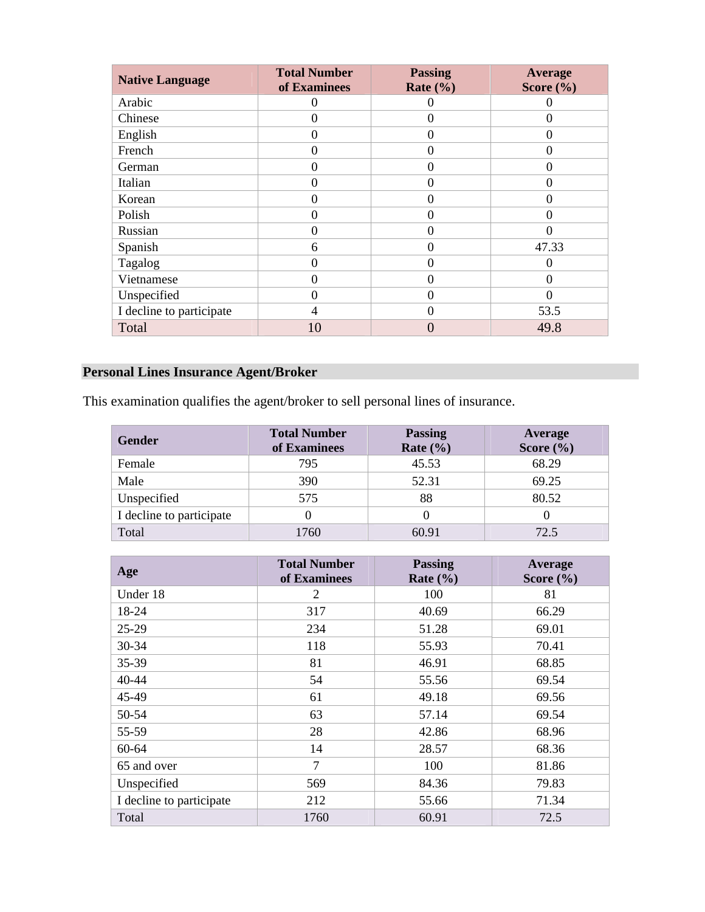| Native Language | Total Number of Examinees | Passing Rate (%) | Average Score (%) |
|---|---|---|---|
| Arabic | 0 | 0 | 0 |
| Chinese | 0 | 0 | 0 |
| English | 0 | 0 | 0 |
| French | 0 | 0 | 0 |
| German | 0 | 0 | 0 |
| Italian | 0 | 0 | 0 |
| Korean | 0 | 0 | 0 |
| Polish | 0 | 0 | 0 |
| Russian | 0 | 0 | 0 |
| Spanish | 6 | 0 | 47.33 |
| Tagalog | 0 | 0 | 0 |
| Vietnamese | 0 | 0 | 0 |
| Unspecified | 0 | 0 | 0 |
| I decline to participate | 4 | 0 | 53.5 |
| Total | 10 | 0 | 49.8 |

## Personal Lines Insurance Agent/Broker

This examination qualifies the agent/broker to sell personal lines of insurance.

| Gender | Total Number of Examinees | Passing Rate (%) | Average Score (%) |
|---|---|---|---|
| Female | 795 | 45.53 | 68.29 |
| Male | 390 | 52.31 | 69.25 |
| Unspecified | 575 | 88 | 80.52 |
| I decline to participate | 0 | 0 | 0 |
| Total | 1760 | 60.91 | 72.5 |

| Age | Total Number of Examinees | Passing Rate (%) | Average Score (%) |
|---|---|---|---|
| Under 18 | 2 | 100 | 81 |
| 18-24 | 317 | 40.69 | 66.29 |
| 25-29 | 234 | 51.28 | 69.01 |
| 30-34 | 118 | 55.93 | 70.41 |
| 35-39 | 81 | 46.91 | 68.85 |
| 40-44 | 54 | 55.56 | 69.54 |
| 45-49 | 61 | 49.18 | 69.56 |
| 50-54 | 63 | 57.14 | 69.54 |
| 55-59 | 28 | 42.86 | 68.96 |
| 60-64 | 14 | 28.57 | 68.36 |
| 65 and over | 7 | 100 | 81.86 |
| Unspecified | 569 | 84.36 | 79.83 |
| I decline to participate | 212 | 55.66 | 71.34 |
| Total | 1760 | 60.91 | 72.5 |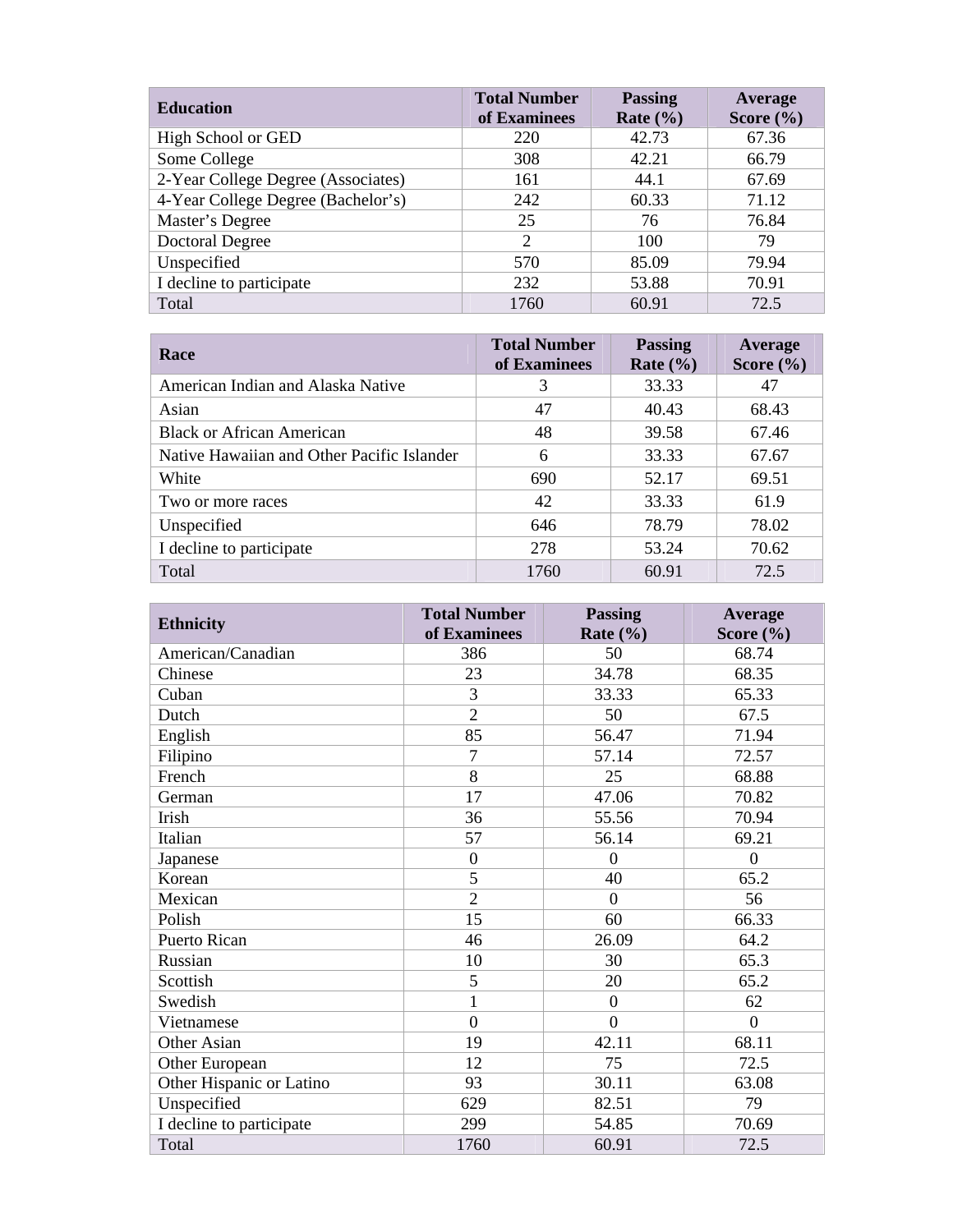| Education | Total Number of Examinees | Passing Rate (%) | Average Score (%) |
|---|---|---|---|
| High School or GED | 220 | 42.73 | 67.36 |
| Some College | 308 | 42.21 | 66.79 |
| 2-Year College Degree (Associates) | 161 | 44.1 | 67.69 |
| 4-Year College Degree (Bachelor’s) | 242 | 60.33 | 71.12 |
| Master’s Degree | 25 | 76 | 76.84 |
| Doctoral Degree | 2 | 100 | 79 |
| Unspecified | 570 | 85.09 | 79.94 |
| I decline to participate | 232 | 53.88 | 70.91 |
| Total | 1760 | 60.91 | 72.5 |

| Race | Total Number of Examinees | Passing Rate (%) | Average Score (%) |
|---|---|---|---|
| American Indian and Alaska Native | 3 | 33.33 | 47 |
| Asian | 47 | 40.43 | 68.43 |
| Black or African American | 48 | 39.58 | 67.46 |
| Native Hawaiian and Other Pacific Islander | 6 | 33.33 | 67.67 |
| White | 690 | 52.17 | 69.51 |
| Two or more races | 42 | 33.33 | 61.9 |
| Unspecified | 646 | 78.79 | 78.02 |
| I decline to participate | 278 | 53.24 | 70.62 |
| Total | 1760 | 60.91 | 72.5 |

| Ethnicity | Total Number of Examinees | Passing Rate (%) | Average Score (%) |
|---|---|---|---|
| American/Canadian | 386 | 50 | 68.74 |
| Chinese | 23 | 34.78 | 68.35 |
| Cuban | 3 | 33.33 | 65.33 |
| Dutch | 2 | 50 | 67.5 |
| English | 85 | 56.47 | 71.94 |
| Filipino | 7 | 57.14 | 72.57 |
| French | 8 | 25 | 68.88 |
| German | 17 | 47.06 | 70.82 |
| Irish | 36 | 55.56 | 70.94 |
| Italian | 57 | 56.14 | 69.21 |
| Japanese | 0 | 0 | 0 |
| Korean | 5 | 40 | 65.2 |
| Mexican | 2 | 0 | 56 |
| Polish | 15 | 60 | 66.33 |
| Puerto Rican | 46 | 26.09 | 64.2 |
| Russian | 10 | 30 | 65.3 |
| Scottish | 5 | 20 | 65.2 |
| Swedish | 1 | 0 | 62 |
| Vietnamese | 0 | 0 | 0 |
| Other Asian | 19 | 42.11 | 68.11 |
| Other European | 12 | 75 | 72.5 |
| Other Hispanic or Latino | 93 | 30.11 | 63.08 |
| Unspecified | 629 | 82.51 | 79 |
| I decline to participate | 299 | 54.85 | 70.69 |
| Total | 1760 | 60.91 | 72.5 |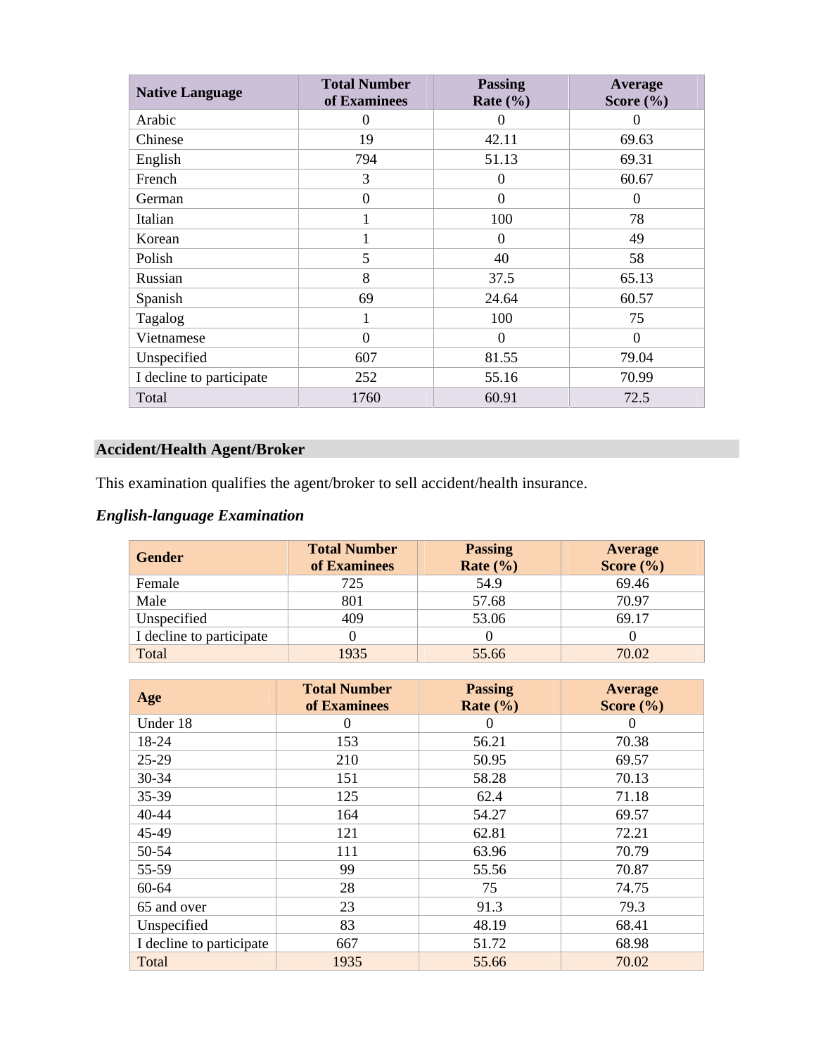| Native Language | Total Number of Examinees | Passing Rate (%) | Average Score (%) |
|---|---|---|---|
| Arabic | 0 | 0 | 0 |
| Chinese | 19 | 42.11 | 69.63 |
| English | 794 | 51.13 | 69.31 |
| French | 3 | 0 | 60.67 |
| German | 0 | 0 | 0 |
| Italian | 1 | 100 | 78 |
| Korean | 1 | 0 | 49 |
| Polish | 5 | 40 | 58 |
| Russian | 8 | 37.5 | 65.13 |
| Spanish | 69 | 24.64 | 60.57 |
| Tagalog | 1 | 100 | 75 |
| Vietnamese | 0 | 0 | 0 |
| Unspecified | 607 | 81.55 | 79.04 |
| I decline to participate | 252 | 55.16 | 70.99 |
| Total | 1760 | 60.91 | 72.5 |

## Accident/Health Agent/Broker

This examination qualifies the agent/broker to sell accident/health insurance.

### *English-language Examination*

| Gender | Total Number of Examinees | Passing Rate (%) | Average Score (%) |
|---|---|---|---|
| Female | 725 | 54.9 | 69.46 |
| Male | 801 | 57.68 | 70.97 |
| Unspecified | 409 | 53.06 | 69.17 |
| I decline to participate | 0 | 0 | 0 |
| Total | 1935 | 55.66 | 70.02 |

| Age | Total Number of Examinees | Passing Rate (%) | Average Score (%) |
|---|---|---|---|
| Under 18 | 0 | 0 | 0 |
| 18-24 | 153 | 56.21 | 70.38 |
| 25-29 | 210 | 50.95 | 69.57 |
| 30-34 | 151 | 58.28 | 70.13 |
| 35-39 | 125 | 62.4 | 71.18 |
| 40-44 | 164 | 54.27 | 69.57 |
| 45-49 | 121 | 62.81 | 72.21 |
| 50-54 | 111 | 63.96 | 70.79 |
| 55-59 | 99 | 55.56 | 70.87 |
| 60-64 | 28 | 75 | 74.75 |
| 65 and over | 23 | 91.3 | 79.3 |
| Unspecified | 83 | 48.19 | 68.41 |
| I decline to participate | 667 | 51.72 | 68.98 |
| Total | 1935 | 55.66 | 70.02 |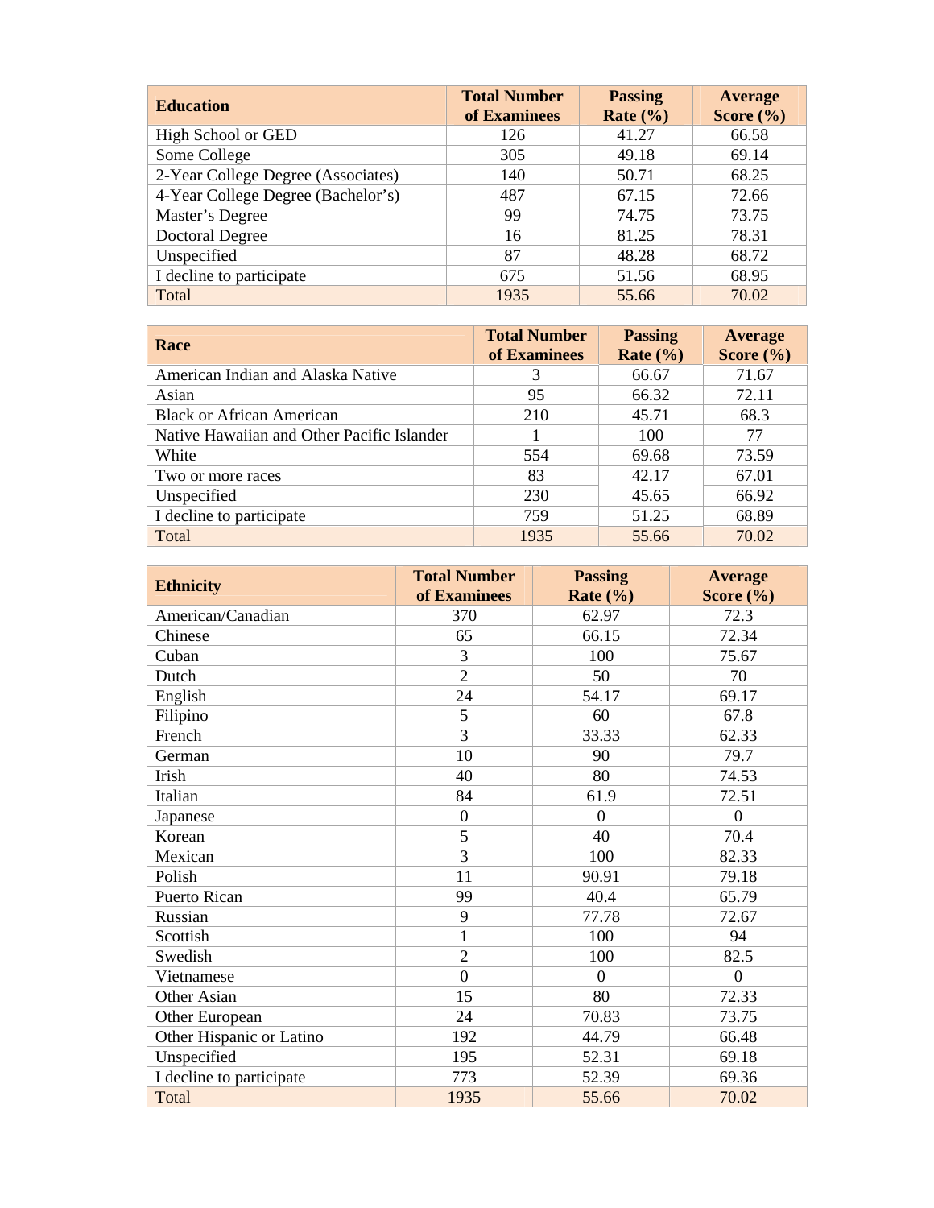| Education | Total Number of Examinees | Passing Rate (%) | Average Score (%) |
|---|---|---|---|
| High School or GED | 126 | 41.27 | 66.58 |
| Some College | 305 | 49.18 | 69.14 |
| 2-Year College Degree (Associates) | 140 | 50.71 | 68.25 |
| 4-Year College Degree (Bachelor's) | 487 | 67.15 | 72.66 |
| Master's Degree | 99 | 74.75 | 73.75 |
| Doctoral Degree | 16 | 81.25 | 78.31 |
| Unspecified | 87 | 48.28 | 68.72 |
| I decline to participate | 675 | 51.56 | 68.95 |
| Total | 1935 | 55.66 | 70.02 |

| Race | Total Number of Examinees | Passing Rate (%) | Average Score (%) |
|---|---|---|---|
| American Indian and Alaska Native | 3 | 66.67 | 71.67 |
| Asian | 95 | 66.32 | 72.11 |
| Black or African American | 210 | 45.71 | 68.3 |
| Native Hawaiian and Other Pacific Islander | 1 | 100 | 77 |
| White | 554 | 69.68 | 73.59 |
| Two or more races | 83 | 42.17 | 67.01 |
| Unspecified | 230 | 45.65 | 66.92 |
| I decline to participate | 759 | 51.25 | 68.89 |
| Total | 1935 | 55.66 | 70.02 |

| Ethnicity | Total Number of Examinees | Passing Rate (%) | Average Score (%) |
|---|---|---|---|
| American/Canadian | 370 | 62.97 | 72.3 |
| Chinese | 65 | 66.15 | 72.34 |
| Cuban | 3 | 100 | 75.67 |
| Dutch | 2 | 50 | 70 |
| English | 24 | 54.17 | 69.17 |
| Filipino | 5 | 60 | 67.8 |
| French | 3 | 33.33 | 62.33 |
| German | 10 | 90 | 79.7 |
| Irish | 40 | 80 | 74.53 |
| Italian | 84 | 61.9 | 72.51 |
| Japanese | 0 | 0 | 0 |
| Korean | 5 | 40 | 70.4 |
| Mexican | 3 | 100 | 82.33 |
| Polish | 11 | 90.91 | 79.18 |
| Puerto Rican | 99 | 40.4 | 65.79 |
| Russian | 9 | 77.78 | 72.67 |
| Scottish | 1 | 100 | 94 |
| Swedish | 2 | 100 | 82.5 |
| Vietnamese | 0 | 0 | 0 |
| Other Asian | 15 | 80 | 72.33 |
| Other European | 24 | 70.83 | 73.75 |
| Other Hispanic or Latino | 192 | 44.79 | 66.48 |
| Unspecified | 195 | 52.31 | 69.18 |
| I decline to participate | 773 | 52.39 | 69.36 |
| Total | 1935 | 55.66 | 70.02 |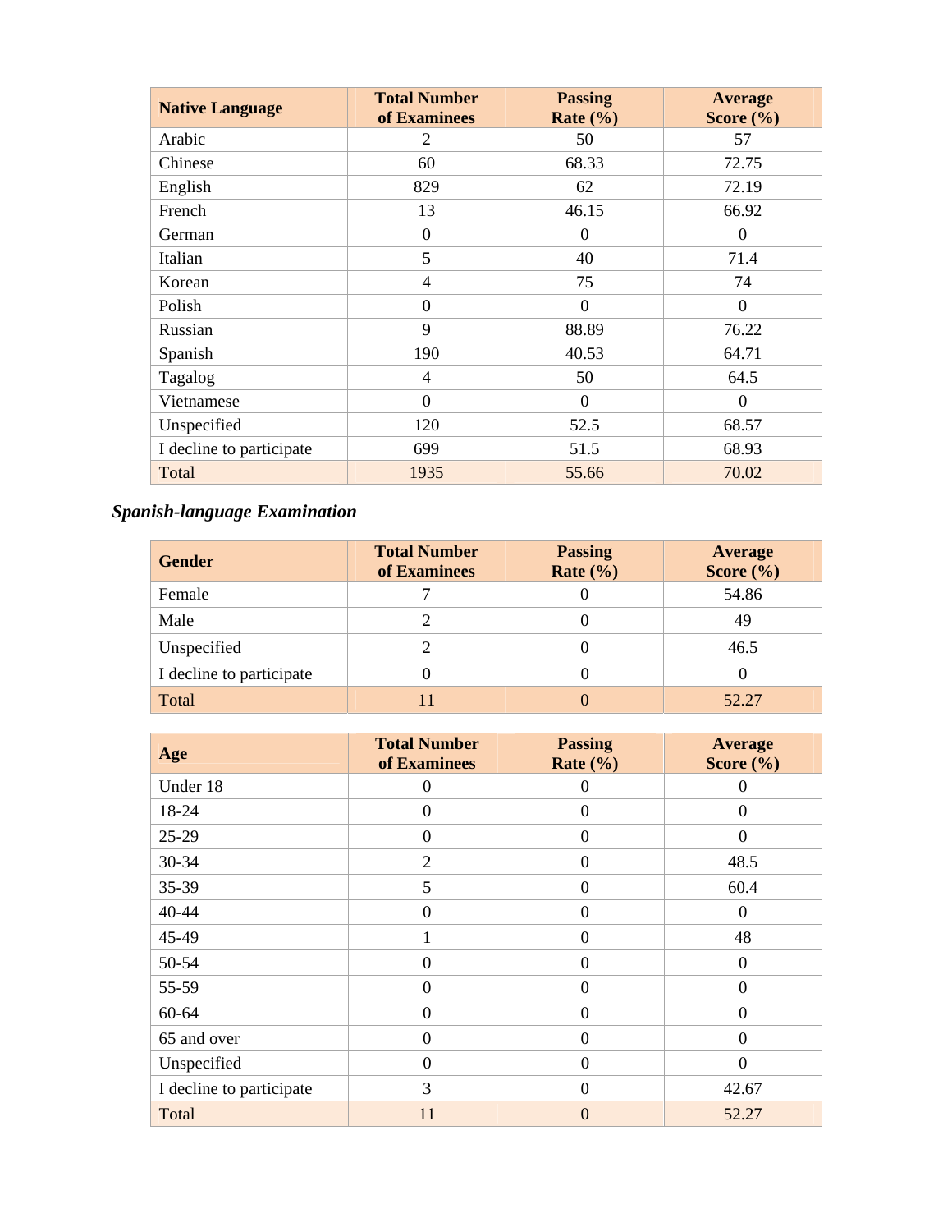| Native Language | Total Number of Examinees | Passing Rate (%) | Average Score (%) |
|---|---|---|---|
| Arabic | 2 | 50 | 57 |
| Chinese | 60 | 68.33 | 72.75 |
| English | 829 | 62 | 72.19 |
| French | 13 | 46.15 | 66.92 |
| German | 0 | 0 | 0 |
| Italian | 5 | 40 | 71.4 |
| Korean | 4 | 75 | 74 |
| Polish | 0 | 0 | 0 |
| Russian | 9 | 88.89 | 76.22 |
| Spanish | 190 | 40.53 | 64.71 |
| Tagalog | 4 | 50 | 64.5 |
| Vietnamese | 0 | 0 | 0 |
| Unspecified | 120 | 52.5 | 68.57 |
| I decline to participate | 699 | 51.5 | 68.93 |
| Total | 1935 | 55.66 | 70.02 |

***Spanish-language Examination***

| Gender | Total Number of Examinees | Passing Rate (%) | Average Score (%) |
|---|---|---|---|
| Female | 7 | 0 | 54.86 |
| Male | 2 | 0 | 49 |
| Unspecified | 2 | 0 | 46.5 |
| I decline to participate | 0 | 0 | 0 |
| Total | 11 | 0 | 52.27 |

| Age | Total Number of Examinees | Passing Rate (%) | Average Score (%) |
|---|---|---|---|
| Under 18 | 0 | 0 | 0 |
| 18-24 | 0 | 0 | 0 |
| 25-29 | 0 | 0 | 0 |
| 30-34 | 2 | 0 | 48.5 |
| 35-39 | 5 | 0 | 60.4 |
| 40-44 | 0 | 0 | 0 |
| 45-49 | 1 | 0 | 48 |
| 50-54 | 0 | 0 | 0 |
| 55-59 | 0 | 0 | 0 |
| 60-64 | 0 | 0 | 0 |
| 65 and over | 0 | 0 | 0 |
| Unspecified | 0 | 0 | 0 |
| I decline to participate | 3 | 0 | 42.67 |
| Total | 11 | 0 | 52.27 |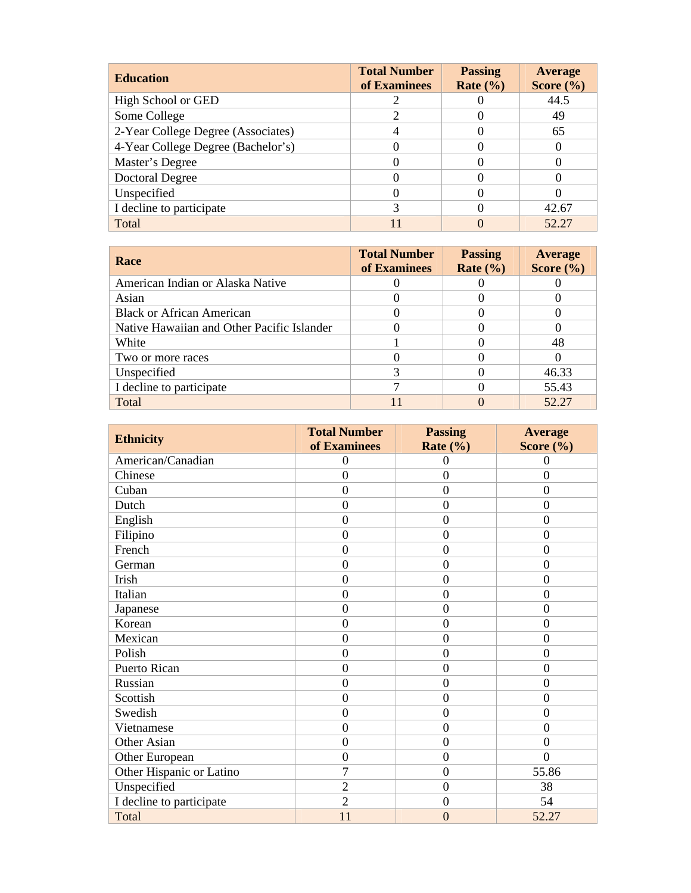| Education | Total Number of Examinees | Passing Rate (%) | Average Score (%) |
| --- | --- | --- | --- |
| High School or GED | 2 | 0 | 44.5 |
| Some College | 2 | 0 | 49 |
| 2-Year College Degree (Associates) | 4 | 0 | 65 |
| 4-Year College Degree (Bachelor's) | 0 | 0 | 0 |
| Master's Degree | 0 | 0 | 0 |
| Doctoral Degree | 0 | 0 | 0 |
| Unspecified | 0 | 0 | 0 |
| I decline to participate | 3 | 0 | 42.67 |
| Total | 11 | 0 | 52.27 |

| Race | Total Number of Examinees | Passing Rate (%) | Average Score (%) |
| --- | --- | --- | --- |
| American Indian or Alaska Native | 0 | 0 | 0 |
| Asian | 0 | 0 | 0 |
| Black or African American | 0 | 0 | 0 |
| Native Hawaiian and Other Pacific Islander | 0 | 0 | 0 |
| White | 1 | 0 | 48 |
| Two or more races | 0 | 0 | 0 |
| Unspecified | 3 | 0 | 46.33 |
| I decline to participate | 7 | 0 | 55.43 |
| Total | 11 | 0 | 52.27 |

| Ethnicity | Total Number of Examinees | Passing Rate (%) | Average Score (%) |
| --- | --- | --- | --- |
| American/Canadian | 0 | 0 | 0 |
| Chinese | 0 | 0 | 0 |
| Cuban | 0 | 0 | 0 |
| Dutch | 0 | 0 | 0 |
| English | 0 | 0 | 0 |
| Filipino | 0 | 0 | 0 |
| French | 0 | 0 | 0 |
| German | 0 | 0 | 0 |
| Irish | 0 | 0 | 0 |
| Italian | 0 | 0 | 0 |
| Japanese | 0 | 0 | 0 |
| Korean | 0 | 0 | 0 |
| Mexican | 0 | 0 | 0 |
| Polish | 0 | 0 | 0 |
| Puerto Rican | 0 | 0 | 0 |
| Russian | 0 | 0 | 0 |
| Scottish | 0 | 0 | 0 |
| Swedish | 0 | 0 | 0 |
| Vietnamese | 0 | 0 | 0 |
| Other Asian | 0 | 0 | 0 |
| Other European | 0 | 0 | 0 |
| Other Hispanic or Latino | 7 | 0 | 55.86 |
| Unspecified | 2 | 0 | 38 |
| I decline to participate | 2 | 0 | 54 |
| Total | 11 | 0 | 52.27 |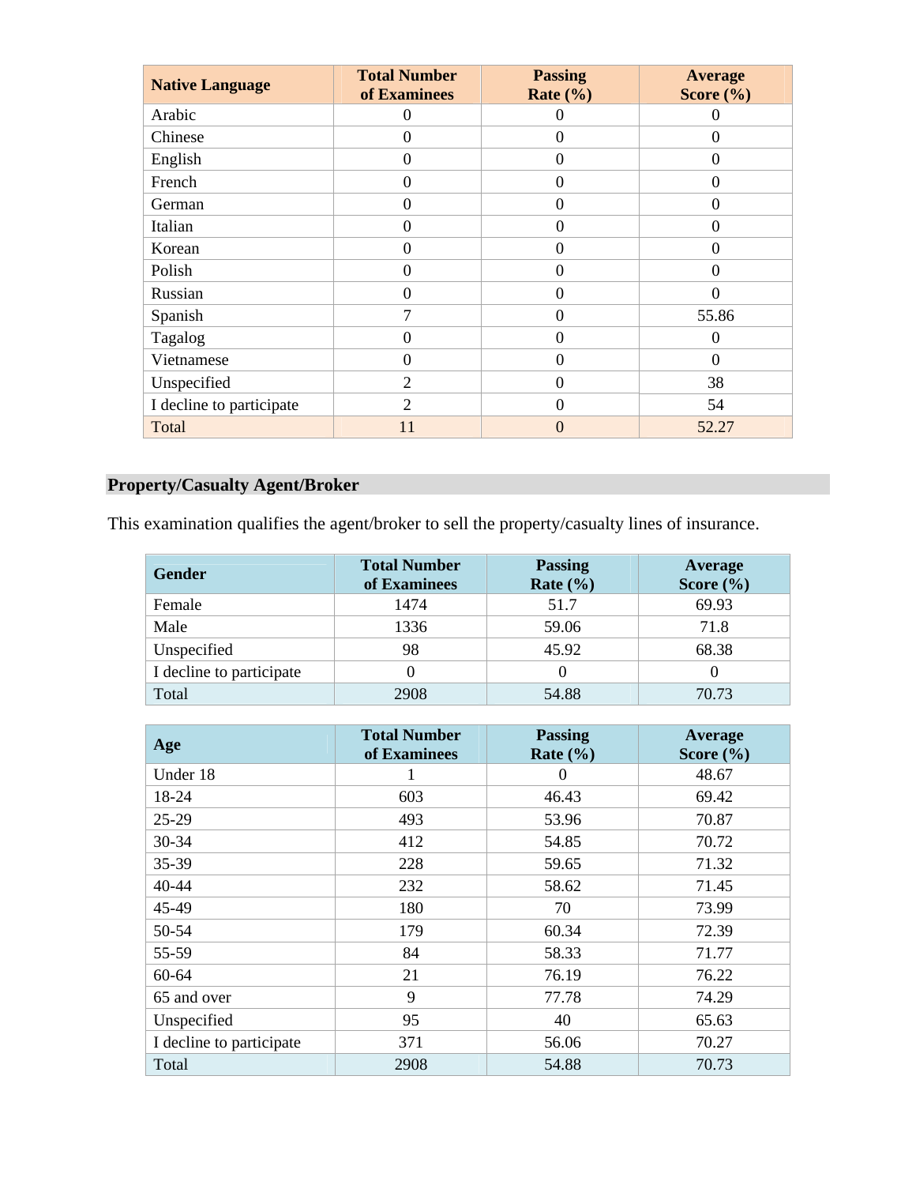| Native Language | Total Number of Examinees | Passing Rate (%) | Average Score (%) |
|---|---|---|---|
| Arabic | 0 | 0 | 0 |
| Chinese | 0 | 0 | 0 |
| English | 0 | 0 | 0 |
| French | 0 | 0 | 0 |
| German | 0 | 0 | 0 |
| Italian | 0 | 0 | 0 |
| Korean | 0 | 0 | 0 |
| Polish | 0 | 0 | 0 |
| Russian | 0 | 0 | 0 |
| Spanish | 7 | 0 | 55.86 |
| Tagalog | 0 | 0 | 0 |
| Vietnamese | 0 | 0 | 0 |
| Unspecified | 2 | 0 | 38 |
| I decline to participate | 2 | 0 | 54 |
| Total | 11 | 0 | 52.27 |

## Property/Casualty Agent/Broker

This examination qualifies the agent/broker to sell the property/casualty lines of insurance.

| Gender | Total Number of Examinees | Passing Rate (%) | Average Score (%) |
|---|---|---|---|
| Female | 1474 | 51.7 | 69.93 |
| Male | 1336 | 59.06 | 71.8 |
| Unspecified | 98 | 45.92 | 68.38 |
| I decline to participate | 0 | 0 | 0 |
| Total | 2908 | 54.88 | 70.73 |

| Age | Total Number of Examinees | Passing Rate (%) | Average Score (%) |
|---|---|---|---|
| Under 18 | 1 | 0 | 48.67 |
| 18-24 | 603 | 46.43 | 69.42 |
| 25-29 | 493 | 53.96 | 70.87 |
| 30-34 | 412 | 54.85 | 70.72 |
| 35-39 | 228 | 59.65 | 71.32 |
| 40-44 | 232 | 58.62 | 71.45 |
| 45-49 | 180 | 70 | 73.99 |
| 50-54 | 179 | 60.34 | 72.39 |
| 55-59 | 84 | 58.33 | 71.77 |
| 60-64 | 21 | 76.19 | 76.22 |
| 65 and over | 9 | 77.78 | 74.29 |
| Unspecified | 95 | 40 | 65.63 |
| I decline to participate | 371 | 56.06 | 70.27 |
| Total | 2908 | 54.88 | 70.73 |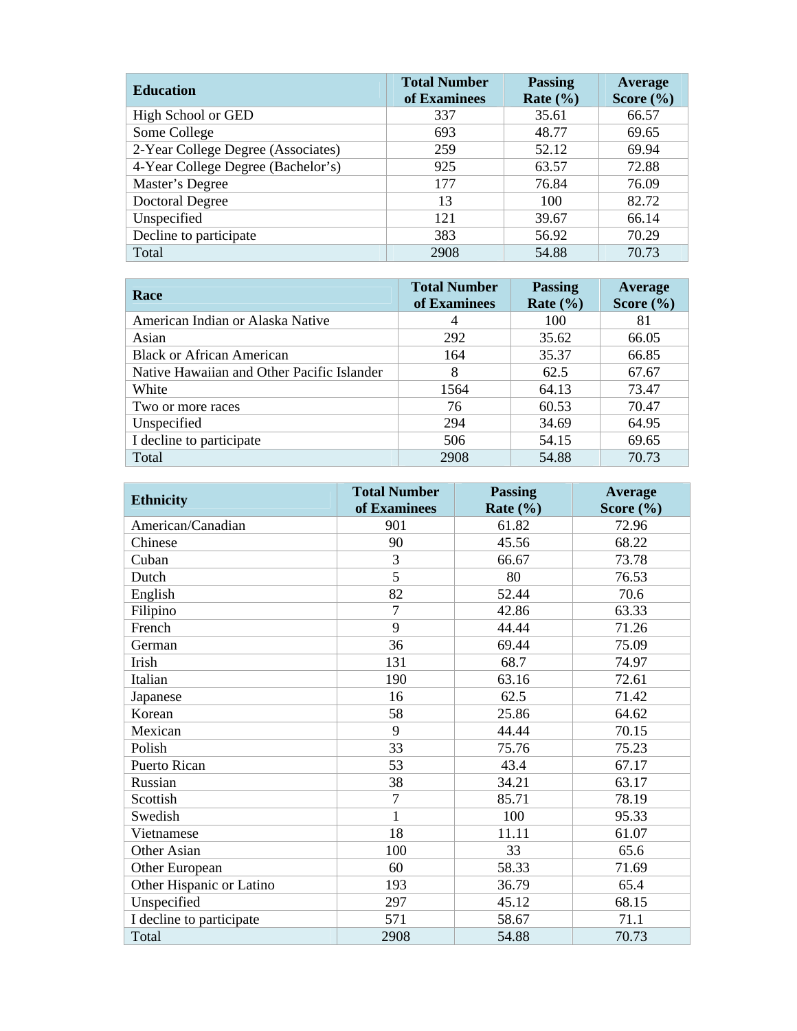| Education | Total Number of Examinees | Passing Rate (%) | Average Score (%) |
|---|---|---|---|
| High School or GED | 337 | 35.61 | 66.57 |
| Some College | 693 | 48.77 | 69.65 |
| 2-Year College Degree (Associates) | 259 | 52.12 | 69.94 |
| 4-Year College Degree (Bachelor's) | 925 | 63.57 | 72.88 |
| Master's Degree | 177 | 76.84 | 76.09 |
| Doctoral Degree | 13 | 100 | 82.72 |
| Unspecified | 121 | 39.67 | 66.14 |
| Decline to participate | 383 | 56.92 | 70.29 |
| Total | 2908 | 54.88 | 70.73 |

| Race | Total Number of Examinees | Passing Rate (%) | Average Score (%) |
|---|---|---|---|
| American Indian or Alaska Native | 4 | 100 | 81 |
| Asian | 292 | 35.62 | 66.05 |
| Black or African American | 164 | 35.37 | 66.85 |
| Native Hawaiian and Other Pacific Islander | 8 | 62.5 | 67.67 |
| White | 1564 | 64.13 | 73.47 |
| Two or more races | 76 | 60.53 | 70.47 |
| Unspecified | 294 | 34.69 | 64.95 |
| I decline to participate | 506 | 54.15 | 69.65 |
| Total | 2908 | 54.88 | 70.73 |

| Ethnicity | Total Number of Examinees | Passing Rate (%) | Average Score (%) |
|---|---|---|---|
| American/Canadian | 901 | 61.82 | 72.96 |
| Chinese | 90 | 45.56 | 68.22 |
| Cuban | 3 | 66.67 | 73.78 |
| Dutch | 5 | 80 | 76.53 |
| English | 82 | 52.44 | 70.6 |
| Filipino | 7 | 42.86 | 63.33 |
| French | 9 | 44.44 | 71.26 |
| German | 36 | 69.44 | 75.09 |
| Irish | 131 | 68.7 | 74.97 |
| Italian | 190 | 63.16 | 72.61 |
| Japanese | 16 | 62.5 | 71.42 |
| Korean | 58 | 25.86 | 64.62 |
| Mexican | 9 | 44.44 | 70.15 |
| Polish | 33 | 75.76 | 75.23 |
| Puerto Rican | 53 | 43.4 | 67.17 |
| Russian | 38 | 34.21 | 63.17 |
| Scottish | 7 | 85.71 | 78.19 |
| Swedish | 1 | 100 | 95.33 |
| Vietnamese | 18 | 11.11 | 61.07 |
| Other Asian | 100 | 33 | 65.6 |
| Other European | 60 | 58.33 | 71.69 |
| Other Hispanic or Latino | 193 | 36.79 | 65.4 |
| Unspecified | 297 | 45.12 | 68.15 |
| I decline to participate | 571 | 58.67 | 71.1 |
| Total | 2908 | 54.88 | 70.73 |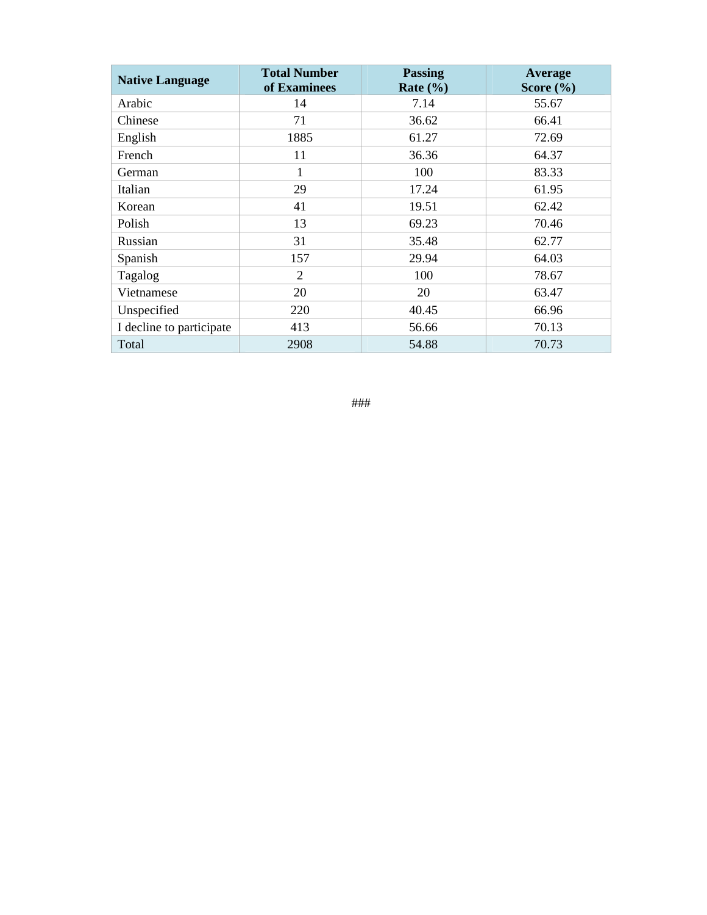| Native Language | Total Number of Examinees | Passing Rate (%) | Average Score (%) |
|---|---|---|---|
| Arabic | 14 | 7.14 | 55.67 |
| Chinese | 71 | 36.62 | 66.41 |
| English | 1885 | 61.27 | 72.69 |
| French | 11 | 36.36 | 64.37 |
| German | 1 | 100 | 83.33 |
| Italian | 29 | 17.24 | 61.95 |
| Korean | 41 | 19.51 | 62.42 |
| Polish | 13 | 69.23 | 70.46 |
| Russian | 31 | 35.48 | 62.77 |
| Spanish | 157 | 29.94 | 64.03 |
| Tagalog | 2 | 100 | 78.67 |
| Vietnamese | 20 | 20 | 63.47 |
| Unspecified | 220 | 40.45 | 66.96 |
| I decline to participate | 413 | 56.66 | 70.13 |
| Total | 2908 | 54.88 | 70.73 |

###